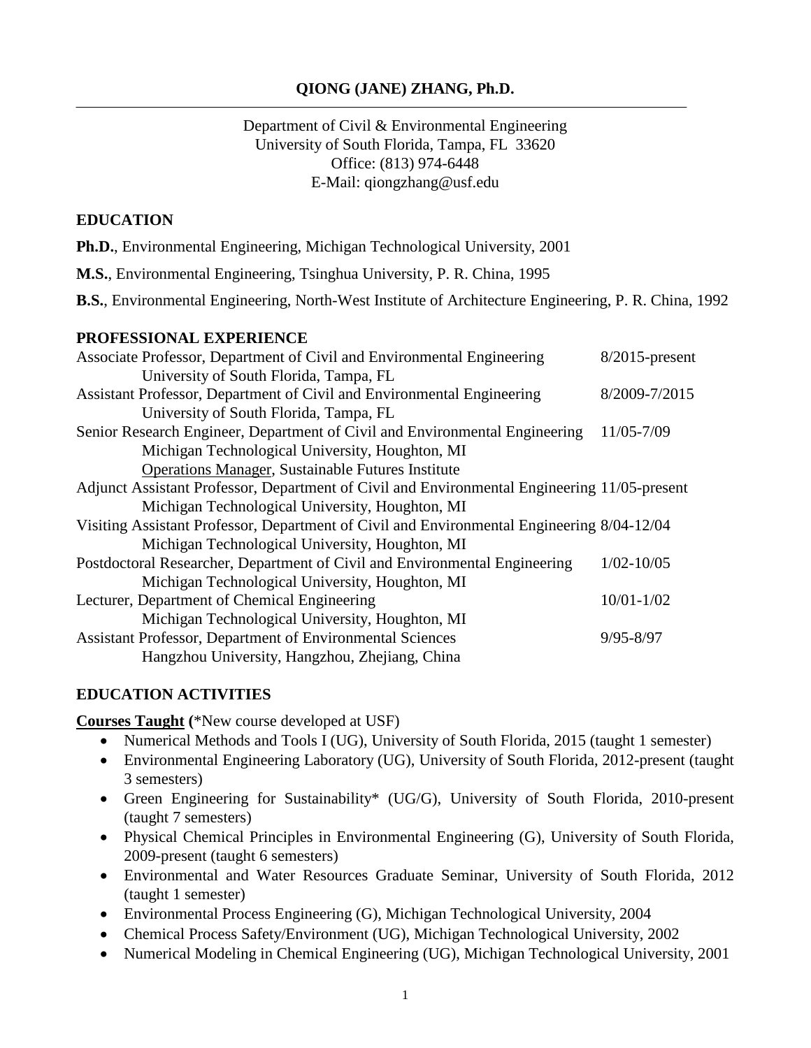# QIONG (JANE) ZHANG, Ph.D.

Department of Civil & Environmental Engineering
University of South Florida, Tampa, FL 33620
Office: (813) 974-6448
E-Mail: qiongzhang@usf.edu

## EDUCATION

**Ph.D.**, Environmental Engineering, Michigan Technological University, 2001

**M.S.**, Environmental Engineering, Tsinghua University, P. R. China, 1995

**B.S.**, Environmental Engineering, North-West Institute of Architecture Engineering, P. R. China, 1992

## PROFESSIONAL EXPERIENCE

Associate Professor, Department of Civil and Environmental Engineering — 8/2015-present
University of South Florida, Tampa, FL

Assistant Professor, Department of Civil and Environmental Engineering — 8/2009-7/2015
University of South Florida, Tampa, FL

Senior Research Engineer, Department of Civil and Environmental Engineering — 11/05-7/09
Michigan Technological University, Houghton, MI
Operations Manager, Sustainable Futures Institute

Adjunct Assistant Professor, Department of Civil and Environmental Engineering — 11/05-present
Michigan Technological University, Houghton, MI

Visiting Assistant Professor, Department of Civil and Environmental Engineering — 8/04-12/04
Michigan Technological University, Houghton, MI

Postdoctoral Researcher, Department of Civil and Environmental Engineering — 1/02-10/05
Michigan Technological University, Houghton, MI

Lecturer, Department of Chemical Engineering — 10/01-1/02
Michigan Technological University, Houghton, MI

Assistant Professor, Department of Environmental Sciences — 9/95-8/97
Hangzhou University, Hangzhou, Zhejiang, China

## EDUCATION ACTIVITIES

**Courses Taught (**\*New course developed at USF)

- Numerical Methods and Tools I (UG), University of South Florida, 2015 (taught 1 semester)
- Environmental Engineering Laboratory (UG), University of South Florida, 2012-present (taught 3 semesters)
- Green Engineering for Sustainability* (UG/G), University of South Florida, 2010-present (taught 7 semesters)
- Physical Chemical Principles in Environmental Engineering (G), University of South Florida, 2009-present (taught 6 semesters)
- Environmental and Water Resources Graduate Seminar, University of South Florida, 2012 (taught 1 semester)
- Environmental Process Engineering (G), Michigan Technological University, 2004
- Chemical Process Safety/Environment (UG), Michigan Technological University, 2002
- Numerical Modeling in Chemical Engineering (UG), Michigan Technological University, 2001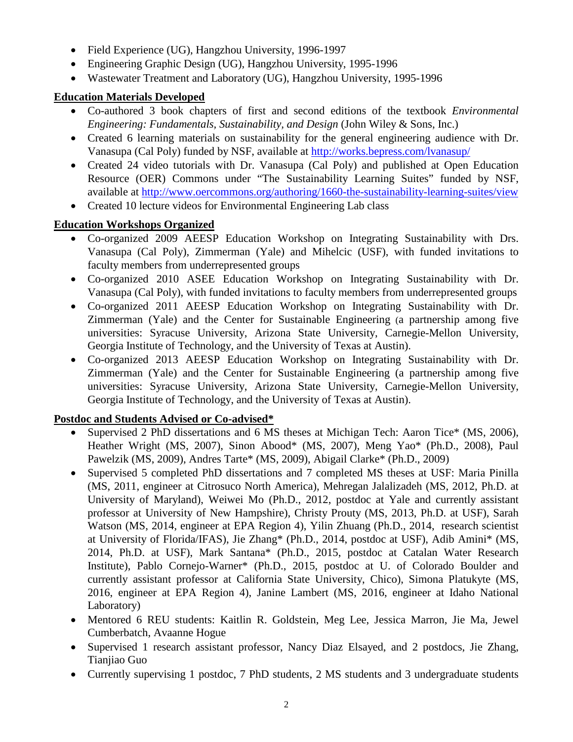- Field Experience (UG), Hangzhou University, 1996-1997
- Engineering Graphic Design (UG), Hangzhou University, 1995-1996
- Wastewater Treatment and Laboratory (UG), Hangzhou University, 1995-1996

**Education Materials Developed**

- Co-authored 3 book chapters of first and second editions of the textbook *Environmental Engineering: Fundamentals, Sustainability, and Design* (John Wiley & Sons, Inc.)
- Created 6 learning materials on sustainability for the general engineering audience with Dr. Vanasupa (Cal Poly) funded by NSF, available at http://works.bepress.com/lvanasup/
- Created 24 video tutorials with Dr. Vanasupa (Cal Poly) and published at Open Education Resource (OER) Commons under "The Sustainability Learning Suites" funded by NSF, available at http://www.oercommons.org/authoring/1660-the-sustainability-learning-suites/view
- Created 10 lecture videos for Environmental Engineering Lab class

**Education Workshops Organized**

- Co-organized 2009 AEESP Education Workshop on Integrating Sustainability with Drs. Vanasupa (Cal Poly), Zimmerman (Yale) and Mihelcic (USF), with funded invitations to faculty members from underrepresented groups
- Co-organized 2010 ASEE Education Workshop on Integrating Sustainability with Dr. Vanasupa (Cal Poly), with funded invitations to faculty members from underrepresented groups
- Co-organized 2011 AEESP Education Workshop on Integrating Sustainability with Dr. Zimmerman (Yale) and the Center for Sustainable Engineering (a partnership among five universities: Syracuse University, Arizona State University, Carnegie-Mellon University, Georgia Institute of Technology, and the University of Texas at Austin).
- Co-organized 2013 AEESP Education Workshop on Integrating Sustainability with Dr. Zimmerman (Yale) and the Center for Sustainable Engineering (a partnership among five universities: Syracuse University, Arizona State University, Carnegie-Mellon University, Georgia Institute of Technology, and the University of Texas at Austin).

**Postdoc and Students Advised or Co-advised***

- Supervised 2 PhD dissertations and 6 MS theses at Michigan Tech: Aaron Tice* (MS, 2006), Heather Wright (MS, 2007), Sinon Abood* (MS, 2007), Meng Yao* (Ph.D., 2008), Paul Pawelzik (MS, 2009), Andres Tarte* (MS, 2009), Abigail Clarke* (Ph.D., 2009)
- Supervised 5 completed PhD dissertations and 7 completed MS theses at USF: Maria Pinilla (MS, 2011, engineer at Citrosuco North America), Mehregan Jalalizadeh (MS, 2012, Ph.D. at University of Maryland), Weiwei Mo (Ph.D., 2012, postdoc at Yale and currently assistant professor at University of New Hampshire), Christy Prouty (MS, 2013, Ph.D. at USF), Sarah Watson (MS, 2014, engineer at EPA Region 4), Yilin Zhuang (Ph.D., 2014, research scientist at University of Florida/IFAS), Jie Zhang* (Ph.D., 2014, postdoc at USF), Adib Amini* (MS, 2014, Ph.D. at USF), Mark Santana* (Ph.D., 2015, postdoc at Catalan Water Research Institute), Pablo Cornejo-Warner* (Ph.D., 2015, postdoc at U. of Colorado Boulder and currently assistant professor at California State University, Chico), Simona Platukyte (MS, 2016, engineer at EPA Region 4), Janine Lambert (MS, 2016, engineer at Idaho National Laboratory)
- Mentored 6 REU students: Kaitlin R. Goldstein, Meg Lee, Jessica Marron, Jie Ma, Jewel Cumberbatch, Avaanne Hogue
- Supervised 1 research assistant professor, Nancy Diaz Elsayed, and 2 postdocs, Jie Zhang, Tianjiao Guo
- Currently supervising 1 postdoc, 7 PhD students, 2 MS students and 3 undergraduate students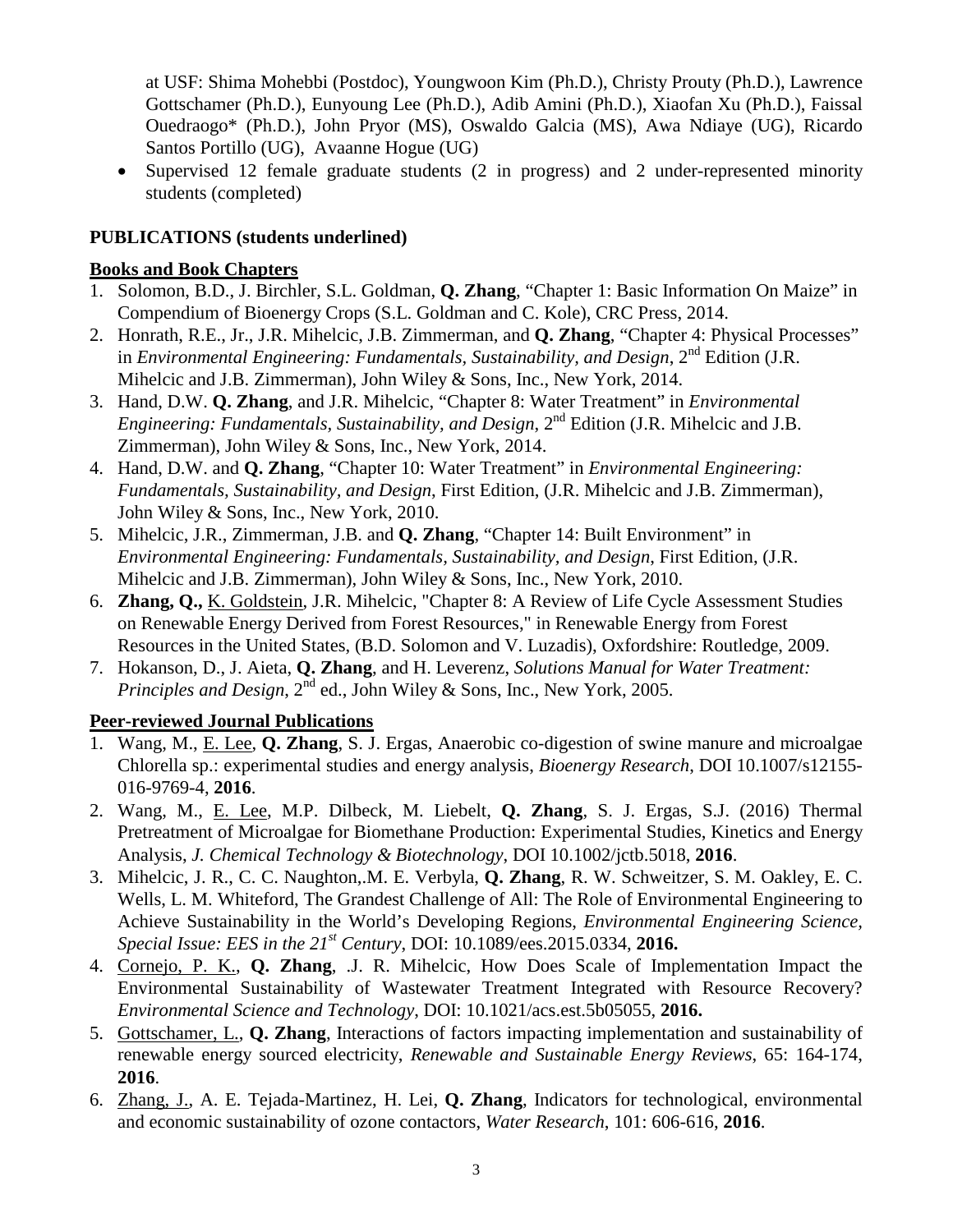at USF: Shima Mohebbi (Postdoc), Youngwoon Kim (Ph.D.), Christy Prouty (Ph.D.), Lawrence Gottschamer (Ph.D.), Eunyoung Lee (Ph.D.), Adib Amini (Ph.D.), Xiaofan Xu (Ph.D.), Faissal Ouedraogo* (Ph.D.), John Pryor (MS), Oswaldo Galcia (MS), Awa Ndiaye (UG), Ricardo Santos Portillo (UG), Avaanne Hogue (UG)

- Supervised 12 female graduate students (2 in progress) and 2 under-represented minority students (completed)

## PUBLICATIONS (students underlined)

### Books and Book Chapters

1. Solomon, B.D., J. Birchler, S.L. Goldman, **Q. Zhang**, "Chapter 1: Basic Information On Maize" in Compendium of Bioenergy Crops (S.L. Goldman and C. Kole), CRC Press, 2014.
2. Honrath, R.E., Jr., J.R. Mihelcic, J.B. Zimmerman, and **Q. Zhang**, "Chapter 4: Physical Processes" in *Environmental Engineering: Fundamentals, Sustainability, and Design*, 2nd Edition (J.R. Mihelcic and J.B. Zimmerman), John Wiley & Sons, Inc., New York, 2014.
3. Hand, D.W. **Q. Zhang**, and J.R. Mihelcic, "Chapter 8: Water Treatment" in *Environmental Engineering: Fundamentals, Sustainability, and Design*, 2nd Edition (J.R. Mihelcic and J.B. Zimmerman), John Wiley & Sons, Inc., New York, 2014.
4. Hand, D.W. and **Q. Zhang**, "Chapter 10: Water Treatment" in *Environmental Engineering: Fundamentals, Sustainability, and Design*, First Edition, (J.R. Mihelcic and J.B. Zimmerman), John Wiley & Sons, Inc., New York, 2010.
5. Mihelcic, J.R., Zimmerman, J.B. and **Q. Zhang**, "Chapter 14: Built Environment" in *Environmental Engineering: Fundamentals, Sustainability, and Design*, First Edition, (J.R. Mihelcic and J.B. Zimmerman), John Wiley & Sons, Inc., New York, 2010.
6. **Zhang, Q.,** <u>K. Goldstein</u>, J.R. Mihelcic, "Chapter 8: A Review of Life Cycle Assessment Studies on Renewable Energy Derived from Forest Resources," in Renewable Energy from Forest Resources in the United States, (B.D. Solomon and V. Luzadis), Oxfordshire: Routledge, 2009.
7. Hokanson, D., J. Aieta, **Q. Zhang**, and H. Leverenz, *Solutions Manual for Water Treatment: Principles and Design*, 2nd ed., John Wiley & Sons, Inc., New York, 2005.

### Peer-reviewed Journal Publications

1. Wang, M., <u>E. Lee</u>, **Q. Zhang**, S. J. Ergas, Anaerobic co-digestion of swine manure and microalgae Chlorella sp.: experimental studies and energy analysis, *Bioenergy Research*, DOI 10.1007/s12155-016-9769-4, **2016**.
2. Wang, M., <u>E. Lee</u>, M.P. Dilbeck, M. Liebelt, **Q. Zhang**, S. J. Ergas, S.J. (2016) Thermal Pretreatment of Microalgae for Biomethane Production: Experimental Studies, Kinetics and Energy Analysis, *J. Chemical Technology & Biotechnology*, DOI 10.1002/jctb.5018, **2016**.
3. Mihelcic, J. R., C. C. Naughton,.M. E. Verbyla, **Q. Zhang**, R. W. Schweitzer, S. M. Oakley, E. C. Wells, L. M. Whiteford, The Grandest Challenge of All: The Role of Environmental Engineering to Achieve Sustainability in the World's Developing Regions, *Environmental Engineering Science, Special Issue: EES in the 21st Century*, DOI: 10.1089/ees.2015.0334, **2016.**
4. <u>Cornejo, P. K.</u>, **Q. Zhang**, .J. R. Mihelcic, How Does Scale of Implementation Impact the Environmental Sustainability of Wastewater Treatment Integrated with Resource Recovery? *Environmental Science and Technology*, DOI: 10.1021/acs.est.5b05055, **2016.**
5. <u>Gottschamer, L.</u>, **Q. Zhang**, Interactions of factors impacting implementation and sustainability of renewable energy sourced electricity, *Renewable and Sustainable Energy Reviews*, 65: 164-174, **2016**.
6. <u>Zhang, J.</u>, A. E. Tejada-Martinez, H. Lei, **Q. Zhang**, Indicators for technological, environmental and economic sustainability of ozone contactors, *Water Research*, 101: 606-616, **2016**.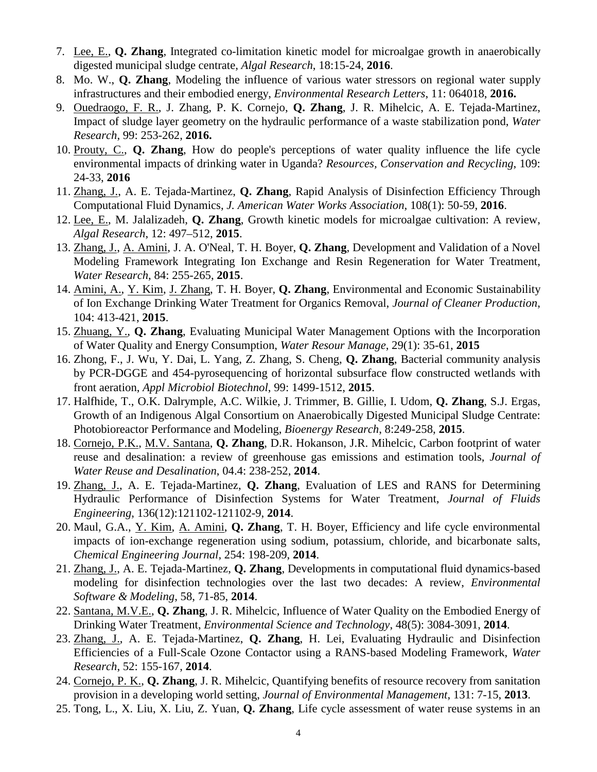7. Lee, E., **Q. Zhang**, Integrated co-limitation kinetic model for microalgae growth in anaerobically digested municipal sludge centrate, *Algal Research*, 18:15-24, **2016**.
8. Mo. W., **Q. Zhang**, Modeling the influence of various water stressors on regional water supply infrastructures and their embodied energy, *Environmental Research Letters*, 11: 064018, **2016.**
9. Ouedraogo, F. R., J. Zhang, P. K. Cornejo, **Q. Zhang**, J. R. Mihelcic, A. E. Tejada-Martinez, Impact of sludge layer geometry on the hydraulic performance of a waste stabilization pond, *Water Research*, 99: 253-262, **2016.**
10. Prouty, C., **Q. Zhang**, How do people's perceptions of water quality influence the life cycle environmental impacts of drinking water in Uganda? *Resources, Conservation and Recycling*, 109: 24-33, **2016**
11. Zhang, J., A. E. Tejada-Martinez, **Q. Zhang**, Rapid Analysis of Disinfection Efficiency Through Computational Fluid Dynamics, *J. American Water Works Association*, 108(1): 50-59, **2016**.
12. Lee, E., M. Jalalizadeh, **Q. Zhang**, Growth kinetic models for microalgae cultivation: A review, *Algal Research*, 12: 497–512, **2015**.
13. Zhang, J., A. Amini, J. A. O'Neal, T. H. Boyer, **Q. Zhang**, Development and Validation of a Novel Modeling Framework Integrating Ion Exchange and Resin Regeneration for Water Treatment, *Water Research*, 84: 255-265, **2015**.
14. Amini, A., Y. Kim, J. Zhang, T. H. Boyer, **Q. Zhang**, Environmental and Economic Sustainability of Ion Exchange Drinking Water Treatment for Organics Removal, *Journal of Cleaner Production*, 104: 413-421, **2015**.
15. Zhuang, Y., **Q. Zhang**, Evaluating Municipal Water Management Options with the Incorporation of Water Quality and Energy Consumption, *Water Resour Manage*, 29(1): 35-61, **2015**
16. Zhong, F., J. Wu, Y. Dai, L. Yang, Z. Zhang, S. Cheng, **Q. Zhang**, Bacterial community analysis by PCR-DGGE and 454-pyrosequencing of horizontal subsurface flow constructed wetlands with front aeration, *Appl Microbiol Biotechnol*, 99: 1499-1512, **2015**.
17. Halfhide, T., O.K. Dalrymple, A.C. Wilkie, J. Trimmer, B. Gillie, I. Udom, **Q. Zhang**, S.J. Ergas, Growth of an Indigenous Algal Consortium on Anaerobically Digested Municipal Sludge Centrate: Photobioreactor Performance and Modeling, *Bioenergy Research*, 8:249-258, **2015**.
18. Cornejo, P.K., M.V. Santana, **Q. Zhang**, D.R. Hokanson, J.R. Mihelcic, Carbon footprint of water reuse and desalination: a review of greenhouse gas emissions and estimation tools, *Journal of Water Reuse and Desalination*, 04.4: 238-252, **2014**.
19. Zhang, J., A. E. Tejada-Martinez, **Q. Zhang**, Evaluation of LES and RANS for Determining Hydraulic Performance of Disinfection Systems for Water Treatment, *Journal of Fluids Engineering*, 136(12):121102-121102-9, **2014**.
20. Maul, G.A., Y. Kim, A. Amini, **Q. Zhang**, T. H. Boyer, Efficiency and life cycle environmental impacts of ion-exchange regeneration using sodium, potassium, chloride, and bicarbonate salts, *Chemical Engineering Journal*, 254: 198-209, **2014**.
21. Zhang, J., A. E. Tejada-Martinez, **Q. Zhang**, Developments in computational fluid dynamics-based modeling for disinfection technologies over the last two decades: A review, *Environmental Software & Modeling*, 58, 71-85, **2014**.
22. Santana, M.V.E., **Q. Zhang**, J. R. Mihelcic, Influence of Water Quality on the Embodied Energy of Drinking Water Treatment, *Environmental Science and Technology*, 48(5): 3084-3091, **2014**.
23. Zhang, J., A. E. Tejada-Martinez, **Q. Zhang**, H. Lei, Evaluating Hydraulic and Disinfection Efficiencies of a Full-Scale Ozone Contactor using a RANS-based Modeling Framework, *Water Research*, 52: 155-167, **2014**.
24. Cornejo, P. K., **Q. Zhang**, J. R. Mihelcic, Quantifying benefits of resource recovery from sanitation provision in a developing world setting, *Journal of Environmental Management*, 131: 7-15, **2013**.
25. Tong, L., X. Liu, X. Liu, Z. Yuan, **Q. Zhang**, Life cycle assessment of water reuse systems in an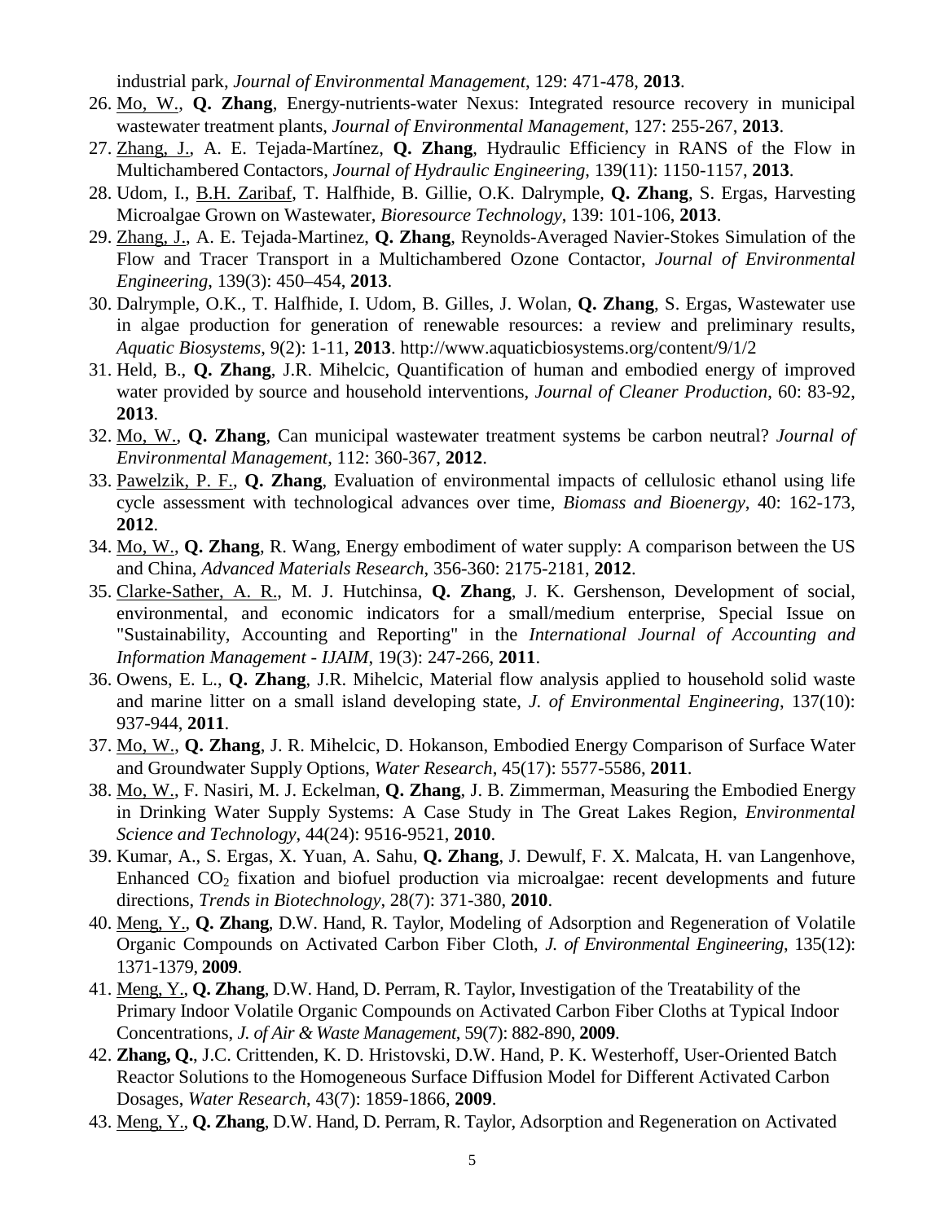industrial park, *Journal of Environmental Management*, 129: 471-478, **2013**.

26. Mo, W., **Q. Zhang**, Energy-nutrients-water Nexus: Integrated resource recovery in municipal wastewater treatment plants, *Journal of Environmental Management*, 127: 255-267, **2013**.
27. Zhang, J., A. E. Tejada-Martínez, **Q. Zhang**, Hydraulic Efficiency in RANS of the Flow in Multichambered Contactors, *Journal of Hydraulic Engineering*, 139(11): 1150-1157, **2013**.
28. Udom, I., B.H. Zaribaf, T. Halfhide, B. Gillie, O.K. Dalrymple, **Q. Zhang**, S. Ergas, Harvesting Microalgae Grown on Wastewater, *Bioresource Technology*, 139: 101-106, **2013**.
29. Zhang, J., A. E. Tejada-Martinez, **Q. Zhang**, Reynolds-Averaged Navier-Stokes Simulation of the Flow and Tracer Transport in a Multichambered Ozone Contactor, *Journal of Environmental Engineering*, 139(3): 450–454, **2013**.
30. Dalrymple, O.K., T. Halfhide, I. Udom, B. Gilles, J. Wolan, **Q. Zhang**, S. Ergas, Wastewater use in algae production for generation of renewable resources: a review and preliminary results, *Aquatic Biosystems*, 9(2): 1-11, **2013**. http://www.aquaticbiosystems.org/content/9/1/2
31. Held, B., **Q. Zhang**, J.R. Mihelcic, Quantification of human and embodied energy of improved water provided by source and household interventions, *Journal of Cleaner Production*, 60: 83-92, **2013**.
32. Mo, W., **Q. Zhang**, Can municipal wastewater treatment systems be carbon neutral? *Journal of Environmental Management*, 112: 360-367, **2012**.
33. Pawelzik, P. F., **Q. Zhang**, Evaluation of environmental impacts of cellulosic ethanol using life cycle assessment with technological advances over time, *Biomass and Bioenergy*, 40: 162-173, **2012**.
34. Mo, W., **Q. Zhang**, R. Wang, Energy embodiment of water supply: A comparison between the US and China, *Advanced Materials Research*, 356-360: 2175-2181, **2012**.
35. Clarke-Sather, A. R., M. J. Hutchinsa, **Q. Zhang**, J. K. Gershenson, Development of social, environmental, and economic indicators for a small/medium enterprise, Special Issue on "Sustainability, Accounting and Reporting" in the *International Journal of Accounting and Information Management - IJAIM*, 19(3): 247-266, **2011**.
36. Owens, E. L., **Q. Zhang**, J.R. Mihelcic, Material flow analysis applied to household solid waste and marine litter on a small island developing state, *J. of Environmental Engineering*, 137(10): 937-944, **2011**.
37. Mo, W., **Q. Zhang**, J. R. Mihelcic, D. Hokanson, Embodied Energy Comparison of Surface Water and Groundwater Supply Options, *Water Research*, 45(17): 5577-5586, **2011**.
38. Mo, W., F. Nasiri, M. J. Eckelman, **Q. Zhang**, J. B. Zimmerman, Measuring the Embodied Energy in Drinking Water Supply Systems: A Case Study in The Great Lakes Region, *Environmental Science and Technology*, 44(24): 9516-9521, **2010**.
39. Kumar, A., S. Ergas, X. Yuan, A. Sahu, **Q. Zhang**, J. Dewulf, F. X. Malcata, H. van Langenhove, Enhanced $CO_2$ fixation and biofuel production via microalgae: recent developments and future directions, *Trends in Biotechnology*, 28(7): 371-380, **2010**.
40. Meng, Y., **Q. Zhang**, D.W. Hand, R. Taylor, Modeling of Adsorption and Regeneration of Volatile Organic Compounds on Activated Carbon Fiber Cloth, *J. of Environmental Engineering*, 135(12): 1371-1379, **2009**.
41. Meng, Y., **Q. Zhang**, D.W. Hand, D. Perram, R. Taylor, Investigation of the Treatability of the Primary Indoor Volatile Organic Compounds on Activated Carbon Fiber Cloths at Typical Indoor Concentrations, *J. of Air & Waste Management*, 59(7): 882-890, **2009**.
42. **Zhang, Q.**, J.C. Crittenden, K. D. Hristovski, D.W. Hand, P. K. Westerhoff, User-Oriented Batch Reactor Solutions to the Homogeneous Surface Diffusion Model for Different Activated Carbon Dosages, *Water Research*, 43(7): 1859-1866, **2009**.
43. Meng, Y., **Q. Zhang**, D.W. Hand, D. Perram, R. Taylor, Adsorption and Regeneration on Activated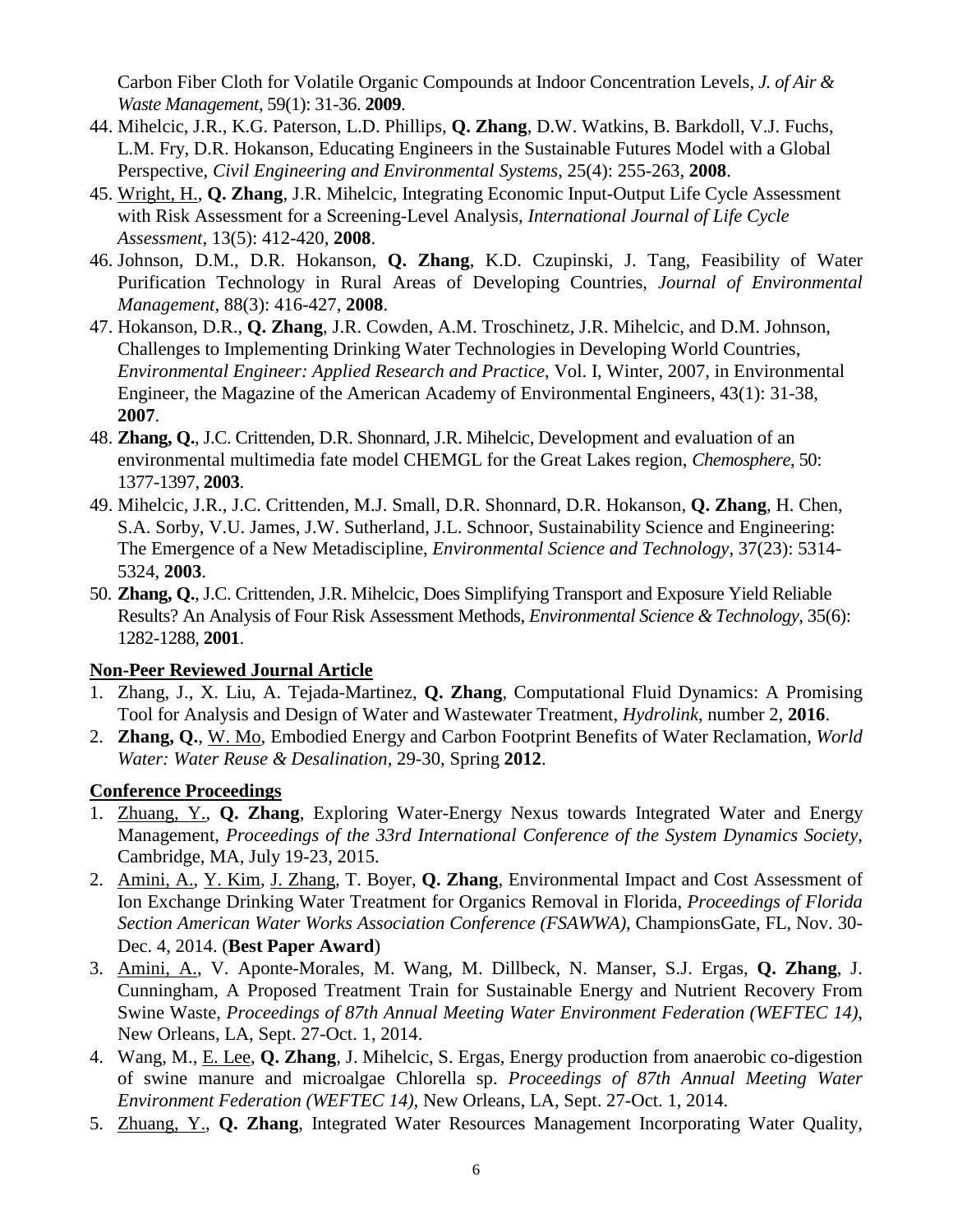Carbon Fiber Cloth for Volatile Organic Compounds at Indoor Concentration Levels, *J. of Air & Waste Management*, 59(1): 31-36. **2009**.

44. Mihelcic, J.R., K.G. Paterson, L.D. Phillips, **Q. Zhang**, D.W. Watkins, B. Barkdoll, V.J. Fuchs, L.M. Fry, D.R. Hokanson, Educating Engineers in the Sustainable Futures Model with a Global Perspective, *Civil Engineering and Environmental Systems*, 25(4): 255-263, **2008**.
45. <u>Wright, H.</u>, **Q. Zhang**, J.R. Mihelcic, Integrating Economic Input-Output Life Cycle Assessment with Risk Assessment for a Screening-Level Analysis, *International Journal of Life Cycle Assessment*, 13(5): 412-420, **2008**.
46. Johnson, D.M., D.R. Hokanson, **Q. Zhang**, K.D. Czupinski, J. Tang, Feasibility of Water Purification Technology in Rural Areas of Developing Countries, *Journal of Environmental Management*, 88(3): 416-427, **2008**.
47. Hokanson, D.R., **Q. Zhang**, J.R. Cowden, A.M. Troschinetz, J.R. Mihelcic, and D.M. Johnson, Challenges to Implementing Drinking Water Technologies in Developing World Countries, *Environmental Engineer: Applied Research and Practice*, Vol. I, Winter, 2007, in Environmental Engineer, the Magazine of the American Academy of Environmental Engineers, 43(1): 31-38, **2007**.
48. **Zhang, Q.**, J.C. Crittenden, D.R. Shonnard, J.R. Mihelcic, Development and evaluation of an environmental multimedia fate model CHEMGL for the Great Lakes region, *Chemosphere*, 50: 1377-1397, **2003**.
49. Mihelcic, J.R., J.C. Crittenden, M.J. Small, D.R. Shonnard, D.R. Hokanson, **Q. Zhang**, H. Chen, S.A. Sorby, V.U. James, J.W. Sutherland, J.L. Schnoor, Sustainability Science and Engineering: The Emergence of a New Metadiscipline, *Environmental Science and Technology*, 37(23): 5314-5324, **2003**.
50. **Zhang, Q.**, J.C. Crittenden, J.R. Mihelcic, Does Simplifying Transport and Exposure Yield Reliable Results? An Analysis of Four Risk Assessment Methods, *Environmental Science & Technology*, 35(6): 1282-1288, **2001**.

**<u>Non-Peer Reviewed Journal Article</u>**

1. Zhang, J., X. Liu, A. Tejada-Martinez, **Q. Zhang**, Computational Fluid Dynamics: A Promising Tool for Analysis and Design of Water and Wastewater Treatment, *Hydrolink*, number 2, **2016**.
2. **Zhang, Q.**, <u>W. Mo</u>, Embodied Energy and Carbon Footprint Benefits of Water Reclamation, *World Water: Water Reuse & Desalination*, 29-30, Spring **2012**.

**<u>Conference Proceedings</u>**

1. <u>Zhuang, Y.</u>, **Q. Zhang**, Exploring Water-Energy Nexus towards Integrated Water and Energy Management, *Proceedings of the 33rd International Conference of the System Dynamics Society*, Cambridge, MA, July 19-23, 2015.
2. <u>Amini, A.</u>, <u>Y. Kim</u>, <u>J. Zhang</u>, T. Boyer, **Q. Zhang**, Environmental Impact and Cost Assessment of Ion Exchange Drinking Water Treatment for Organics Removal in Florida, *Proceedings of Florida Section American Water Works Association Conference (FSAWWA)*, ChampionsGate, FL, Nov. 30-Dec. 4, 2014. (**Best Paper Award**)
3. <u>Amini, A.</u>, V. Aponte-Morales, M. Wang, M. Dillbeck, N. Manser, S.J. Ergas, **Q. Zhang**, J. Cunningham, A Proposed Treatment Train for Sustainable Energy and Nutrient Recovery From Swine Waste, *Proceedings of 87th Annual Meeting Water Environment Federation (WEFTEC 14)*, New Orleans, LA, Sept. 27-Oct. 1, 2014.
4. Wang, M., <u>E. Lee</u>, **Q. Zhang**, J. Mihelcic, S. Ergas, Energy production from anaerobic co-digestion of swine manure and microalgae Chlorella sp. *Proceedings of 87th Annual Meeting Water Environment Federation (WEFTEC 14)*, New Orleans, LA, Sept. 27-Oct. 1, 2014.
5. <u>Zhuang, Y.</u>, **Q. Zhang**, Integrated Water Resources Management Incorporating Water Quality,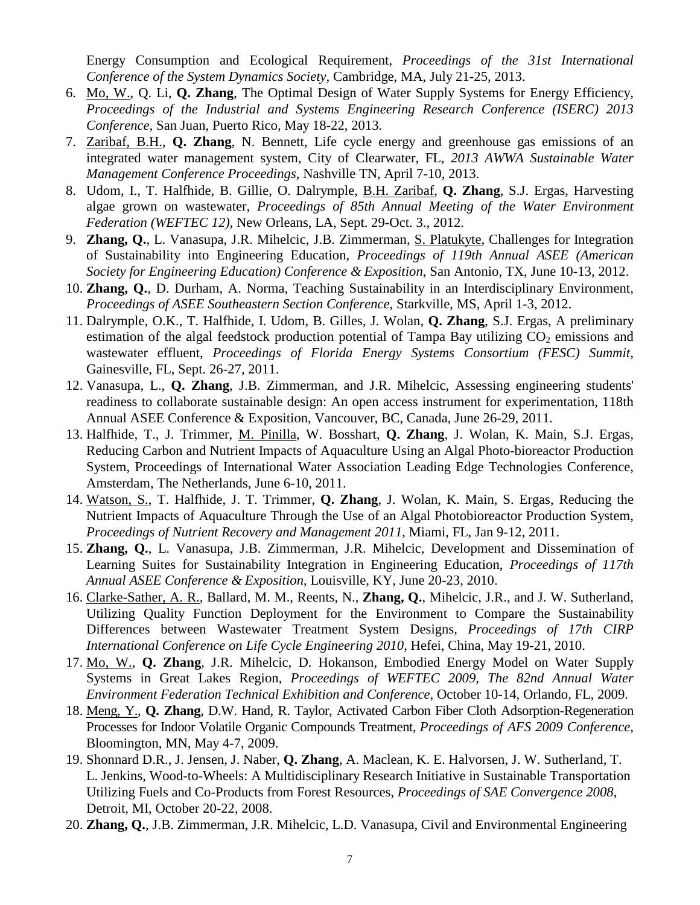Energy Consumption and Ecological Requirement, *Proceedings of the 31st International Conference of the System Dynamics Society*, Cambridge, MA, July 21-25, 2013.

6. Mo, W., Q. Li, **Q. Zhang**, The Optimal Design of Water Supply Systems for Energy Efficiency, *Proceedings of the Industrial and Systems Engineering Research Conference (ISERC) 2013 Conference*, San Juan, Puerto Rico, May 18-22, 2013.
7. Zaribaf, B.H., **Q. Zhang**, N. Bennett, Life cycle energy and greenhouse gas emissions of an integrated water management system, City of Clearwater, FL, *2013 AWWA Sustainable Water Management Conference Proceedings*, Nashville TN, April 7-10, 2013.
8. Udom, I., T. Halfhide, B. Gillie, O. Dalrymple, B.H. Zaribaf, **Q. Zhang**, S.J. Ergas, Harvesting algae grown on wastewater, *Proceedings of 85th Annual Meeting of the Water Environment Federation (WEFTEC 12)*, New Orleans, LA, Sept. 29-Oct. 3., 2012.
9. **Zhang, Q.**, L. Vanasupa, J.R. Mihelcic, J.B. Zimmerman, S. Platukyte, Challenges for Integration of Sustainability into Engineering Education, *Proceedings of 119th Annual ASEE (American Society for Engineering Education) Conference & Exposition*, San Antonio, TX, June 10-13, 2012.
10. **Zhang, Q.**, D. Durham, A. Norma, Teaching Sustainability in an Interdisciplinary Environment, *Proceedings of ASEE Southeastern Section Conference*, Starkville, MS, April 1-3, 2012.
11. Dalrymple, O.K., T. Halfhide, I. Udom, B. Gilles, J. Wolan, **Q. Zhang**, S.J. Ergas, A preliminary estimation of the algal feedstock production potential of Tampa Bay utilizing $CO_2$ emissions and wastewater effluent, *Proceedings of Florida Energy Systems Consortium (FESC) Summit*, Gainesville, FL, Sept. 26-27, 2011.
12. Vanasupa, L., **Q. Zhang**, J.B. Zimmerman, and J.R. Mihelcic, Assessing engineering students' readiness to collaborate sustainable design: An open access instrument for experimentation, 118th Annual ASEE Conference & Exposition, Vancouver, BC, Canada, June 26-29, 2011.
13. Halfhide, T., J. Trimmer, M. Pinilla, W. Bosshart, **Q. Zhang**, J. Wolan, K. Main, S.J. Ergas, Reducing Carbon and Nutrient Impacts of Aquaculture Using an Algal Photo-bioreactor Production System, Proceedings of International Water Association Leading Edge Technologies Conference, Amsterdam, The Netherlands, June 6-10, 2011.
14. Watson, S., T. Halfhide, J. T. Trimmer, **Q. Zhang**, J. Wolan, K. Main, S. Ergas, Reducing the Nutrient Impacts of Aquaculture Through the Use of an Algal Photobioreactor Production System, *Proceedings of Nutrient Recovery and Management 2011*, Miami, FL, Jan 9-12, 2011.
15. **Zhang, Q.**, L. Vanasupa, J.B. Zimmerman, J.R. Mihelcic, Development and Dissemination of Learning Suites for Sustainability Integration in Engineering Education, *Proceedings of 117th Annual ASEE Conference & Exposition*, Louisville, KY, June 20-23, 2010.
16. Clarke-Sather, A. R., Ballard, M. M., Reents, N., **Zhang, Q.**, Mihelcic, J.R., and J. W. Sutherland, Utilizing Quality Function Deployment for the Environment to Compare the Sustainability Differences between Wastewater Treatment System Designs, *Proceedings of 17th CIRP International Conference on Life Cycle Engineering 2010*, Hefei, China, May 19-21, 2010.
17. Mo, W., **Q. Zhang**, J.R. Mihelcic, D. Hokanson, Embodied Energy Model on Water Supply Systems in Great Lakes Region, *Proceedings of WEFTEC 2009, The 82nd Annual Water Environment Federation Technical Exhibition and Conference*, October 10-14, Orlando, FL, 2009.
18. Meng, Y., **Q. Zhang**, D.W. Hand, R. Taylor, Activated Carbon Fiber Cloth Adsorption-Regeneration Processes for Indoor Volatile Organic Compounds Treatment, *Proceedings of AFS 2009 Conference*, Bloomington, MN, May 4-7, 2009.
19. Shonnard D.R., J. Jensen, J. Naber, **Q. Zhang**, A. Maclean, K. E. Halvorsen, J. W. Sutherland, T. L. Jenkins, Wood-to-Wheels: A Multidisciplinary Research Initiative in Sustainable Transportation Utilizing Fuels and Co-Products from Forest Resources, *Proceedings of SAE Convergence 2008*, Detroit, MI, October 20-22, 2008.
20. **Zhang, Q.**, J.B. Zimmerman, J.R. Mihelcic, L.D. Vanasupa, Civil and Environmental Engineering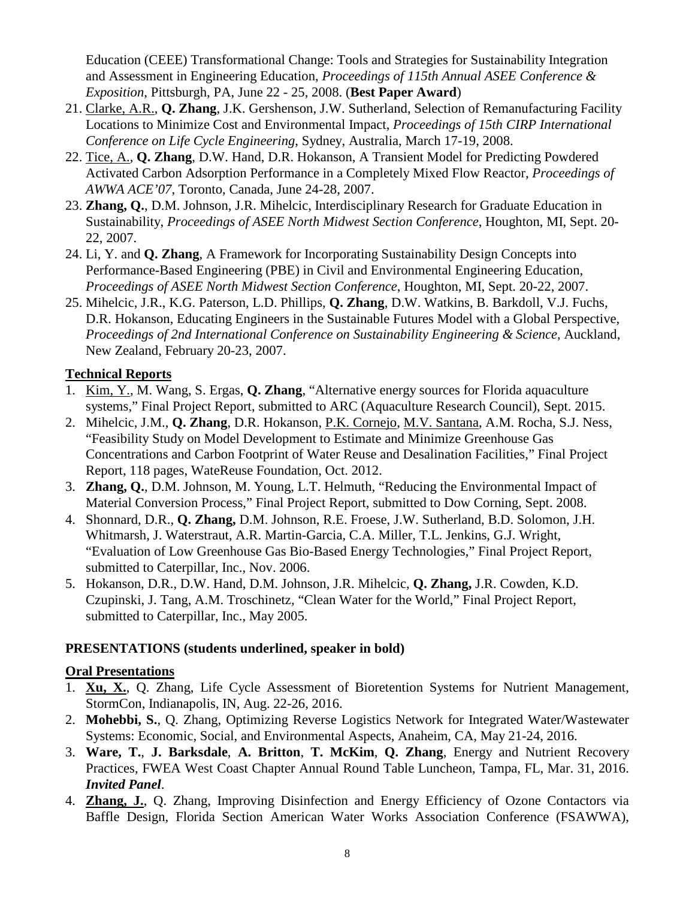Education (CEEE) Transformational Change: Tools and Strategies for Sustainability Integration and Assessment in Engineering Education, *Proceedings of 115th Annual ASEE Conference & Exposition*, Pittsburgh, PA, June 22 - 25, 2008. (**Best Paper Award**)

21. Clarke, A.R., **Q. Zhang**, J.K. Gershenson, J.W. Sutherland, Selection of Remanufacturing Facility Locations to Minimize Cost and Environmental Impact, *Proceedings of 15th CIRP International Conference on Life Cycle Engineering*, Sydney, Australia, March 17-19, 2008.
22. Tice, A., **Q. Zhang**, D.W. Hand, D.R. Hokanson, A Transient Model for Predicting Powdered Activated Carbon Adsorption Performance in a Completely Mixed Flow Reactor, *Proceedings of AWWA ACE'07*, Toronto, Canada, June 24-28, 2007.
23. **Zhang, Q.**, D.M. Johnson, J.R. Mihelcic, Interdisciplinary Research for Graduate Education in Sustainability, *Proceedings of ASEE North Midwest Section Conference*, Houghton, MI, Sept. 20-22, 2007.
24. Li, Y. and **Q. Zhang**, A Framework for Incorporating Sustainability Design Concepts into Performance-Based Engineering (PBE) in Civil and Environmental Engineering Education, *Proceedings of ASEE North Midwest Section Conference*, Houghton, MI, Sept. 20-22, 2007.
25. Mihelcic, J.R., K.G. Paterson, L.D. Phillips, **Q. Zhang**, D.W. Watkins, B. Barkdoll, V.J. Fuchs, D.R. Hokanson, Educating Engineers in the Sustainable Futures Model with a Global Perspective, *Proceedings of 2nd International Conference on Sustainability Engineering & Science*, Auckland, New Zealand, February 20-23, 2007.

**Technical Reports**

1. Kim, Y., M. Wang, S. Ergas, **Q. Zhang**, "Alternative energy sources for Florida aquaculture systems," Final Project Report, submitted to ARC (Aquaculture Research Council), Sept. 2015.
2. Mihelcic, J.M., **Q. Zhang**, D.R. Hokanson, P.K. Cornejo, M.V. Santana, A.M. Rocha, S.J. Ness, "Feasibility Study on Model Development to Estimate and Minimize Greenhouse Gas Concentrations and Carbon Footprint of Water Reuse and Desalination Facilities," Final Project Report, 118 pages, WateReuse Foundation, Oct. 2012.
3. **Zhang, Q.**, D.M. Johnson, M. Young, L.T. Helmuth, "Reducing the Environmental Impact of Material Conversion Process," Final Project Report, submitted to Dow Corning, Sept. 2008.
4. Shonnard, D.R., **Q. Zhang,** D.M. Johnson, R.E. Froese, J.W. Sutherland, B.D. Solomon, J.H. Whitmarsh, J. Waterstraut, A.R. Martin-Garcia, C.A. Miller, T.L. Jenkins, G.J. Wright, "Evaluation of Low Greenhouse Gas Bio-Based Energy Technologies," Final Project Report, submitted to Caterpillar, Inc., Nov. 2006.
5. Hokanson, D.R., D.W. Hand, D.M. Johnson, J.R. Mihelcic, **Q. Zhang,** J.R. Cowden, K.D. Czupinski, J. Tang, A.M. Troschinetz, "Clean Water for the World," Final Project Report, submitted to Caterpillar, Inc., May 2005.

**PRESENTATIONS (students underlined, speaker in bold)**

**Oral Presentations**

1. **Xu, X.**, Q. Zhang, Life Cycle Assessment of Bioretention Systems for Nutrient Management, StormCon, Indianapolis, IN, Aug. 22-26, 2016.
2. **Mohebbi, S.**, Q. Zhang, Optimizing Reverse Logistics Network for Integrated Water/Wastewater Systems: Economic, Social, and Environmental Aspects, Anaheim, CA, May 21-24, 2016.
3. **Ware, T.**, **J. Barksdale**, **A. Britton**, **T. McKim**, **Q. Zhang**, Energy and Nutrient Recovery Practices, FWEA West Coast Chapter Annual Round Table Luncheon, Tampa, FL, Mar. 31, 2016. ***Invited Panel***.
4. **Zhang, J.**, Q. Zhang, Improving Disinfection and Energy Efficiency of Ozone Contactors via Baffle Design, Florida Section American Water Works Association Conference (FSAWWA),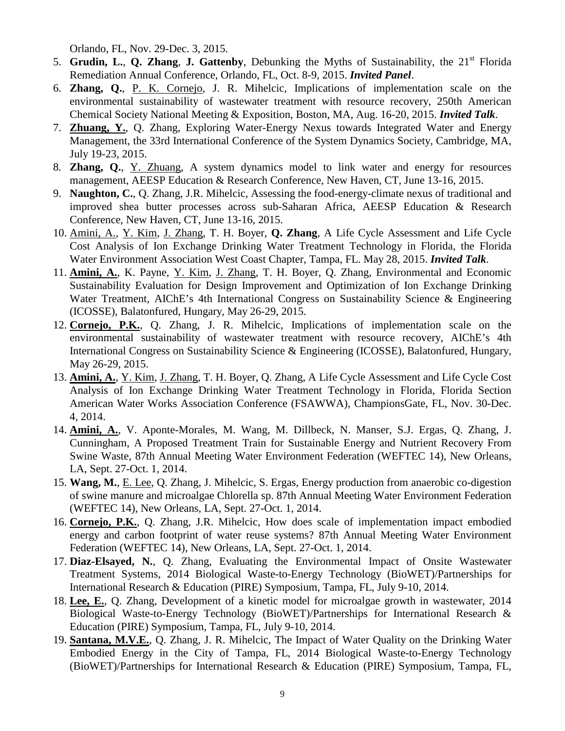Orlando, FL, Nov. 29-Dec. 3, 2015.

5. **Grudin, L.**, **Q. Zhang**, **J. Gattenby**, Debunking the Myths of Sustainability, the 21st Florida Remediation Annual Conference, Orlando, FL, Oct. 8-9, 2015. ***Invited Panel***.
6. **Zhang, Q.**, P. K. Cornejo, J. R. Mihelcic, Implications of implementation scale on the environmental sustainability of wastewater treatment with resource recovery, 250th American Chemical Society National Meeting & Exposition, Boston, MA, Aug. 16-20, 2015. ***Invited Talk***.
7. **Zhuang, Y.**, Q. Zhang, Exploring Water-Energy Nexus towards Integrated Water and Energy Management, the 33rd International Conference of the System Dynamics Society, Cambridge, MA, July 19-23, 2015.
8. **Zhang, Q.**, Y. Zhuang, A system dynamics model to link water and energy for resources management, AEESP Education & Research Conference, New Haven, CT, June 13-16, 2015.
9. **Naughton, C.**, Q. Zhang, J.R. Mihelcic, Assessing the food-energy-climate nexus of traditional and improved shea butter processes across sub-Saharan Africa, AEESP Education & Research Conference, New Haven, CT, June 13-16, 2015.
10. Amini, A., Y. Kim, J. Zhang, T. H. Boyer, **Q. Zhang**, A Life Cycle Assessment and Life Cycle Cost Analysis of Ion Exchange Drinking Water Treatment Technology in Florida, the Florida Water Environment Association West Coast Chapter, Tampa, FL. May 28, 2015. ***Invited Talk***.
11. **Amini, A.**, K. Payne, Y. Kim, J. Zhang, T. H. Boyer, Q. Zhang, Environmental and Economic Sustainability Evaluation for Design Improvement and Optimization of Ion Exchange Drinking Water Treatment, AIChE's 4th International Congress on Sustainability Science & Engineering (ICOSSE), Balatonfured, Hungary, May 26-29, 2015.
12. **Cornejo, P.K.**, Q. Zhang, J. R. Mihelcic, Implications of implementation scale on the environmental sustainability of wastewater treatment with resource recovery, AIChE's 4th International Congress on Sustainability Science & Engineering (ICOSSE), Balatonfured, Hungary, May 26-29, 2015.
13. **Amini, A.**, Y. Kim, J. Zhang, T. H. Boyer, Q. Zhang, A Life Cycle Assessment and Life Cycle Cost Analysis of Ion Exchange Drinking Water Treatment Technology in Florida, Florida Section American Water Works Association Conference (FSAWWA), ChampionsGate, FL, Nov. 30-Dec. 4, 2014.
14. **Amini, A.**, V. Aponte-Morales, M. Wang, M. Dillbeck, N. Manser, S.J. Ergas, Q. Zhang, J. Cunningham, A Proposed Treatment Train for Sustainable Energy and Nutrient Recovery From Swine Waste, 87th Annual Meeting Water Environment Federation (WEFTEC 14), New Orleans, LA, Sept. 27-Oct. 1, 2014.
15. **Wang, M.**, E. Lee, Q. Zhang, J. Mihelcic, S. Ergas, Energy production from anaerobic co-digestion of swine manure and microalgae Chlorella sp. 87th Annual Meeting Water Environment Federation (WEFTEC 14), New Orleans, LA, Sept. 27-Oct. 1, 2014.
16. **Cornejo, P.K.**, Q. Zhang, J.R. Mihelcic, How does scale of implementation impact embodied energy and carbon footprint of water reuse systems? 87th Annual Meeting Water Environment Federation (WEFTEC 14), New Orleans, LA, Sept. 27-Oct. 1, 2014.
17. **Diaz-Elsayed, N.**, Q. Zhang, Evaluating the Environmental Impact of Onsite Wastewater Treatment Systems, 2014 Biological Waste-to-Energy Technology (BioWET)/Partnerships for International Research & Education (PIRE) Symposium, Tampa, FL, July 9-10, 2014.
18. **Lee, E.**, Q. Zhang, Development of a kinetic model for microalgae growth in wastewater, 2014 Biological Waste-to-Energy Technology (BioWET)/Partnerships for International Research & Education (PIRE) Symposium, Tampa, FL, July 9-10, 2014.
19. **Santana, M.V.E.**, Q. Zhang, J. R. Mihelcic, The Impact of Water Quality on the Drinking Water Embodied Energy in the City of Tampa, FL, 2014 Biological Waste-to-Energy Technology (BioWET)/Partnerships for International Research & Education (PIRE) Symposium, Tampa, FL,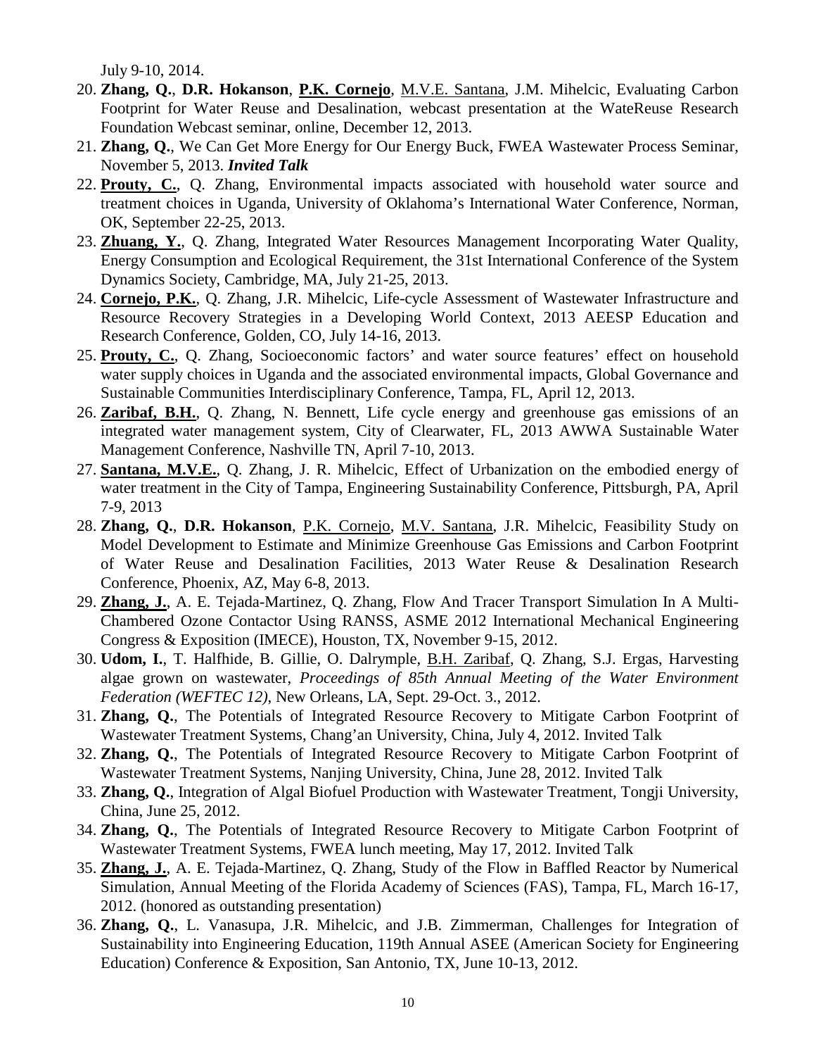July 9-10, 2014.

20. **Zhang, Q.**, **D.R. Hokanson**, **<u>P.K. Cornejo</u>**, <u>M.V.E. Santana</u>, J.M. Mihelcic, Evaluating Carbon Footprint for Water Reuse and Desalination, webcast presentation at the WateReuse Research Foundation Webcast seminar, online, December 12, 2013.
21. **Zhang, Q.**, We Can Get More Energy for Our Energy Buck, FWEA Wastewater Process Seminar, November 5, 2013. ***Invited Talk***
22. **<u>Prouty, C.</u>**, Q. Zhang, Environmental impacts associated with household water source and treatment choices in Uganda, University of Oklahoma's International Water Conference, Norman, OK, September 22-25, 2013.
23. **<u>Zhuang, Y.</u>**, Q. Zhang, Integrated Water Resources Management Incorporating Water Quality, Energy Consumption and Ecological Requirement, the 31st International Conference of the System Dynamics Society, Cambridge, MA, July 21-25, 2013.
24. **<u>Cornejo, P.K.</u>**, Q. Zhang, J.R. Mihelcic, Life-cycle Assessment of Wastewater Infrastructure and Resource Recovery Strategies in a Developing World Context, 2013 AEESP Education and Research Conference, Golden, CO, July 14-16, 2013.
25. **<u>Prouty, C.</u>**, Q. Zhang, Socioeconomic factors' and water source features' effect on household water supply choices in Uganda and the associated environmental impacts, Global Governance and Sustainable Communities Interdisciplinary Conference, Tampa, FL, April 12, 2013.
26. **<u>Zaribaf, B.H.</u>**, Q. Zhang, N. Bennett, Life cycle energy and greenhouse gas emissions of an integrated water management system, City of Clearwater, FL, 2013 AWWA Sustainable Water Management Conference, Nashville TN, April 7-10, 2013.
27. **<u>Santana, M.V.E.</u>**, Q. Zhang, J. R. Mihelcic, Effect of Urbanization on the embodied energy of water treatment in the City of Tampa, Engineering Sustainability Conference, Pittsburgh, PA, April 7-9, 2013
28. **Zhang, Q.**, **D.R. Hokanson**, <u>P.K. Cornejo</u>, <u>M.V. Santana</u>, J.R. Mihelcic, Feasibility Study on Model Development to Estimate and Minimize Greenhouse Gas Emissions and Carbon Footprint of Water Reuse and Desalination Facilities, 2013 Water Reuse & Desalination Research Conference, Phoenix, AZ, May 6-8, 2013.
29. **<u>Zhang, J.</u>**, A. E. Tejada-Martinez, Q. Zhang, Flow And Tracer Transport Simulation In A Multi-Chambered Ozone Contactor Using RANSS, ASME 2012 International Mechanical Engineering Congress & Exposition (IMECE), Houston, TX, November 9-15, 2012.
30. **Udom, I.**, T. Halfhide, B. Gillie, O. Dalrymple, <u>B.H. Zaribaf</u>, Q. Zhang, S.J. Ergas, Harvesting algae grown on wastewater, *Proceedings of 85th Annual Meeting of the Water Environment Federation (WEFTEC 12)*, New Orleans, LA, Sept. 29-Oct. 3., 2012.
31. **Zhang, Q.**, The Potentials of Integrated Resource Recovery to Mitigate Carbon Footprint of Wastewater Treatment Systems, Chang'an University, China, July 4, 2012. Invited Talk
32. **Zhang, Q.**, The Potentials of Integrated Resource Recovery to Mitigate Carbon Footprint of Wastewater Treatment Systems, Nanjing University, China, June 28, 2012. Invited Talk
33. **Zhang, Q.**, Integration of Algal Biofuel Production with Wastewater Treatment, Tongji University, China, June 25, 2012.
34. **Zhang, Q.**, The Potentials of Integrated Resource Recovery to Mitigate Carbon Footprint of Wastewater Treatment Systems, FWEA lunch meeting, May 17, 2012. Invited Talk
35. **<u>Zhang, J.</u>**, A. E. Tejada-Martinez, Q. Zhang, Study of the Flow in Baffled Reactor by Numerical Simulation, Annual Meeting of the Florida Academy of Sciences (FAS), Tampa, FL, March 16-17, 2012. (honored as outstanding presentation)
36. **Zhang, Q.**, L. Vanasupa, J.R. Mihelcic, and J.B. Zimmerman, Challenges for Integration of Sustainability into Engineering Education, 119th Annual ASEE (American Society for Engineering Education) Conference & Exposition, San Antonio, TX, June 10-13, 2012.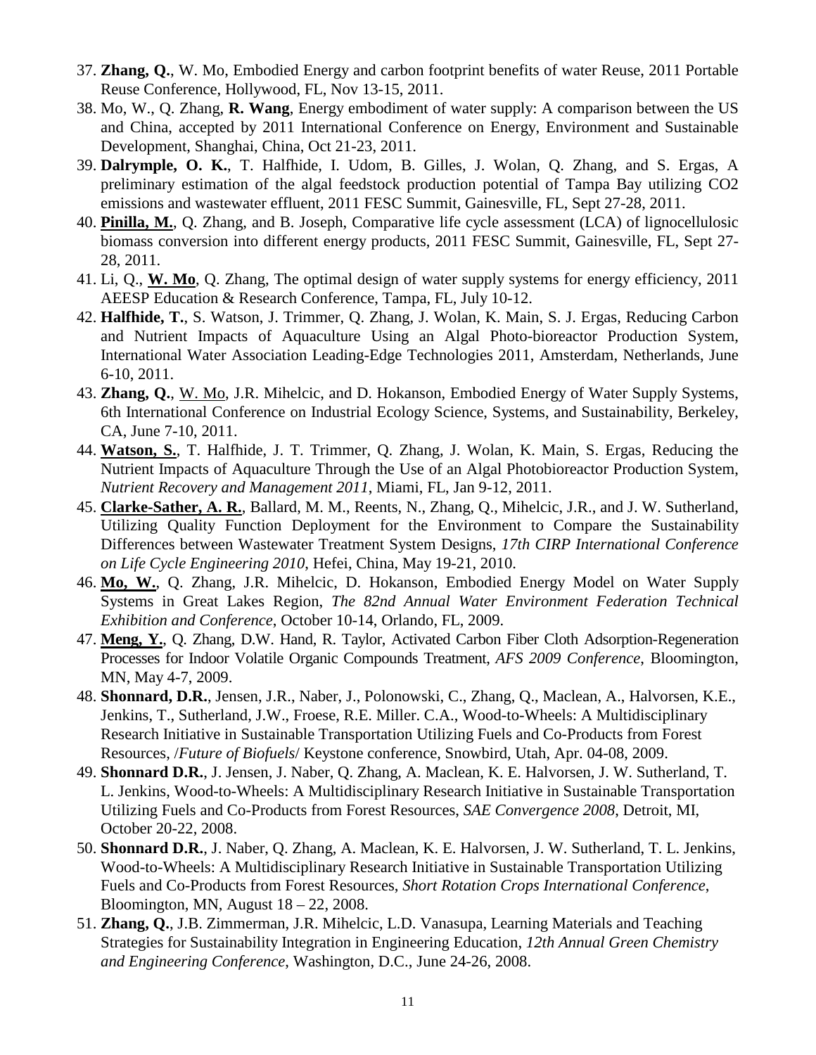37. **Zhang, Q.**, W. Mo, Embodied Energy and carbon footprint benefits of water Reuse, 2011 Portable Reuse Conference, Hollywood, FL, Nov 13-15, 2011.
38. Mo, W., Q. Zhang, **R. Wang**, Energy embodiment of water supply: A comparison between the US and China, accepted by 2011 International Conference on Energy, Environment and Sustainable Development, Shanghai, China, Oct 21-23, 2011.
39. **Dalrymple, O. K.**, T. Halfhide, I. Udom, B. Gilles, J. Wolan, Q. Zhang, and S. Ergas, A preliminary estimation of the algal feedstock production potential of Tampa Bay utilizing CO2 emissions and wastewater effluent, 2011 FESC Summit, Gainesville, FL, Sept 27-28, 2011.
40. <u>**Pinilla, M.**</u>, Q. Zhang, and B. Joseph, Comparative life cycle assessment (LCA) of lignocellulosic biomass conversion into different energy products, 2011 FESC Summit, Gainesville, FL, Sept 27-28, 2011.
41. Li, Q., <u>**W. Mo**</u>, Q. Zhang, The optimal design of water supply systems for energy efficiency, 2011 AEESP Education & Research Conference, Tampa, FL, July 10-12.
42. **Halfhide, T.**, S. Watson, J. Trimmer, Q. Zhang, J. Wolan, K. Main, S. J. Ergas, Reducing Carbon and Nutrient Impacts of Aquaculture Using an Algal Photo-bioreactor Production System, International Water Association Leading-Edge Technologies 2011, Amsterdam, Netherlands, June 6-10, 2011.
43. **Zhang, Q.**, <u>W. Mo</u>, J.R. Mihelcic, and D. Hokanson, Embodied Energy of Water Supply Systems, 6th International Conference on Industrial Ecology Science, Systems, and Sustainability, Berkeley, CA, June 7-10, 2011.
44. <u>**Watson, S.**</u>, T. Halfhide, J. T. Trimmer, Q. Zhang, J. Wolan, K. Main, S. Ergas, Reducing the Nutrient Impacts of Aquaculture Through the Use of an Algal Photobioreactor Production System, *Nutrient Recovery and Management 2011*, Miami, FL, Jan 9-12, 2011.
45. <u>**Clarke-Sather, A. R.**</u>, Ballard, M. M., Reents, N., Zhang, Q., Mihelcic, J.R., and J. W. Sutherland, Utilizing Quality Function Deployment for the Environment to Compare the Sustainability Differences between Wastewater Treatment System Designs, *17th CIRP International Conference on Life Cycle Engineering 2010*, Hefei, China, May 19-21, 2010.
46. <u>**Mo, W.**</u>, Q. Zhang, J.R. Mihelcic, D. Hokanson, Embodied Energy Model on Water Supply Systems in Great Lakes Region, *The 82nd Annual Water Environment Federation Technical Exhibition and Conference*, October 10-14, Orlando, FL, 2009.
47. <u>**Meng, Y.**</u>, Q. Zhang, D.W. Hand, R. Taylor, Activated Carbon Fiber Cloth Adsorption-Regeneration Processes for Indoor Volatile Organic Compounds Treatment, *AFS 2009 Conference*, Bloomington, MN, May 4-7, 2009.
48. **Shonnard, D.R.**, Jensen, J.R., Naber, J., Polonowski, C., Zhang, Q., Maclean, A., Halvorsen, K.E., Jenkins, T., Sutherland, J.W., Froese, R.E. Miller. C.A., Wood-to-Wheels: A Multidisciplinary Research Initiative in Sustainable Transportation Utilizing Fuels and Co-Products from Forest Resources, /*Future of Biofuels*/ Keystone conference, Snowbird, Utah, Apr. 04-08, 2009.
49. **Shonnard D.R.**, J. Jensen, J. Naber, Q. Zhang, A. Maclean, K. E. Halvorsen, J. W. Sutherland, T. L. Jenkins, Wood-to-Wheels: A Multidisciplinary Research Initiative in Sustainable Transportation Utilizing Fuels and Co-Products from Forest Resources, *SAE Convergence 2008*, Detroit, MI, October 20-22, 2008.
50. **Shonnard D.R.**, J. Naber, Q. Zhang, A. Maclean, K. E. Halvorsen, J. W. Sutherland, T. L. Jenkins, Wood-to-Wheels: A Multidisciplinary Research Initiative in Sustainable Transportation Utilizing Fuels and Co-Products from Forest Resources, *Short Rotation Crops International Conference*, Bloomington, MN, August 18 – 22, 2008.
51. **Zhang, Q.**, J.B. Zimmerman, J.R. Mihelcic, L.D. Vanasupa, Learning Materials and Teaching Strategies for Sustainability Integration in Engineering Education, *12th Annual Green Chemistry and Engineering Conference*, Washington, D.C., June 24-26, 2008.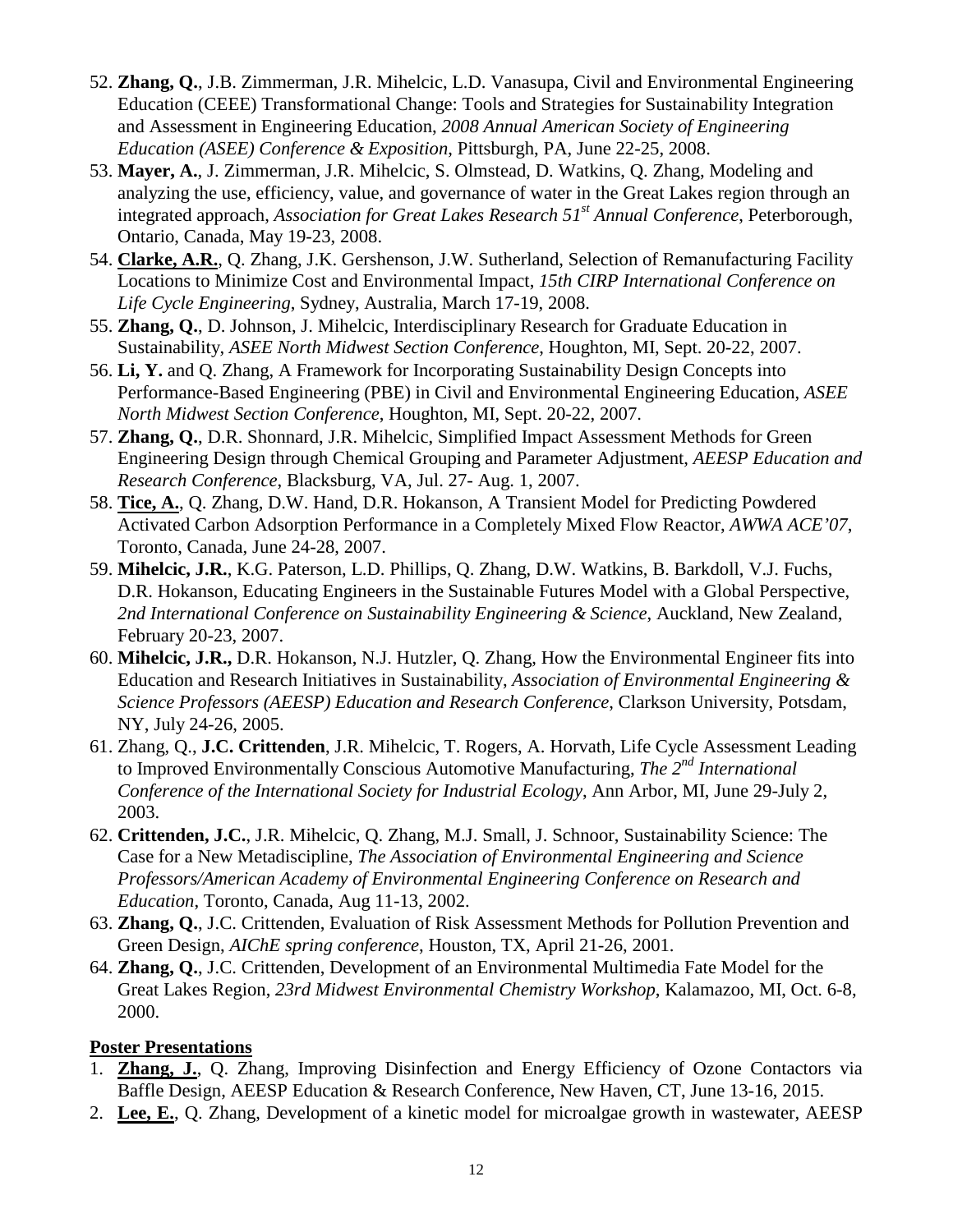52. **Zhang, Q.**, J.B. Zimmerman, J.R. Mihelcic, L.D. Vanasupa, Civil and Environmental Engineering Education (CEEE) Transformational Change: Tools and Strategies for Sustainability Integration and Assessment in Engineering Education, *2008 Annual American Society of Engineering Education (ASEE) Conference & Exposition*, Pittsburgh, PA, June 22-25, 2008.
53. **Mayer, A.**, J. Zimmerman, J.R. Mihelcic, S. Olmstead, D. Watkins, Q. Zhang, Modeling and analyzing the use, efficiency, value, and governance of water in the Great Lakes region through an integrated approach, *Association for Great Lakes Research 51st Annual Conference*, Peterborough, Ontario, Canada, May 19-23, 2008.
54. **Clarke, A.R.**, Q. Zhang, J.K. Gershenson, J.W. Sutherland, Selection of Remanufacturing Facility Locations to Minimize Cost and Environmental Impact, *15th CIRP International Conference on Life Cycle Engineering*, Sydney, Australia, March 17-19, 2008.
55. **Zhang, Q.**, D. Johnson, J. Mihelcic, Interdisciplinary Research for Graduate Education in Sustainability, *ASEE North Midwest Section Conference*, Houghton, MI, Sept. 20-22, 2007.
56. **Li, Y.** and Q. Zhang, A Framework for Incorporating Sustainability Design Concepts into Performance-Based Engineering (PBE) in Civil and Environmental Engineering Education, *ASEE North Midwest Section Conference*, Houghton, MI, Sept. 20-22, 2007.
57. **Zhang, Q.**, D.R. Shonnard, J.R. Mihelcic, Simplified Impact Assessment Methods for Green Engineering Design through Chemical Grouping and Parameter Adjustment, *AEESP Education and Research Conference*, Blacksburg, VA, Jul. 27- Aug. 1, 2007.
58. **Tice, A.**, Q. Zhang, D.W. Hand, D.R. Hokanson, A Transient Model for Predicting Powdered Activated Carbon Adsorption Performance in a Completely Mixed Flow Reactor, *AWWA ACE'07*, Toronto, Canada, June 24-28, 2007.
59. **Mihelcic, J.R.**, K.G. Paterson, L.D. Phillips, Q. Zhang, D.W. Watkins, B. Barkdoll, V.J. Fuchs, D.R. Hokanson, Educating Engineers in the Sustainable Futures Model with a Global Perspective, *2nd International Conference on Sustainability Engineering & Science*, Auckland, New Zealand, February 20-23, 2007.
60. **Mihelcic, J.R.,** D.R. Hokanson, N.J. Hutzler, Q. Zhang, How the Environmental Engineer fits into Education and Research Initiatives in Sustainability, *Association of Environmental Engineering & Science Professors (AEESP) Education and Research Conference*, Clarkson University, Potsdam, NY, July 24-26, 2005.
61. Zhang, Q., **J.C. Crittenden**, J.R. Mihelcic, T. Rogers, A. Horvath, Life Cycle Assessment Leading to Improved Environmentally Conscious Automotive Manufacturing, *The 2nd International Conference of the International Society for Industrial Ecology*, Ann Arbor, MI, June 29-July 2, 2003.
62. **Crittenden, J.C.**, J.R. Mihelcic, Q. Zhang, M.J. Small, J. Schnoor, Sustainability Science: The Case for a New Metadiscipline, *The Association of Environmental Engineering and Science Professors/American Academy of Environmental Engineering Conference on Research and Education*, Toronto, Canada, Aug 11-13, 2002.
63. **Zhang, Q.**, J.C. Crittenden, Evaluation of Risk Assessment Methods for Pollution Prevention and Green Design, *AIChE spring conference*, Houston, TX, April 21-26, 2001.
64. **Zhang, Q.**, J.C. Crittenden, Development of an Environmental Multimedia Fate Model for the Great Lakes Region, *23rd Midwest Environmental Chemistry Workshop*, Kalamazoo, MI, Oct. 6-8, 2000.

**Poster Presentations**

1. **Zhang, J.**, Q. Zhang, Improving Disinfection and Energy Efficiency of Ozone Contactors via Baffle Design, AEESP Education & Research Conference, New Haven, CT, June 13-16, 2015.
2. **Lee, E.**, Q. Zhang, Development of a kinetic model for microalgae growth in wastewater, AEESP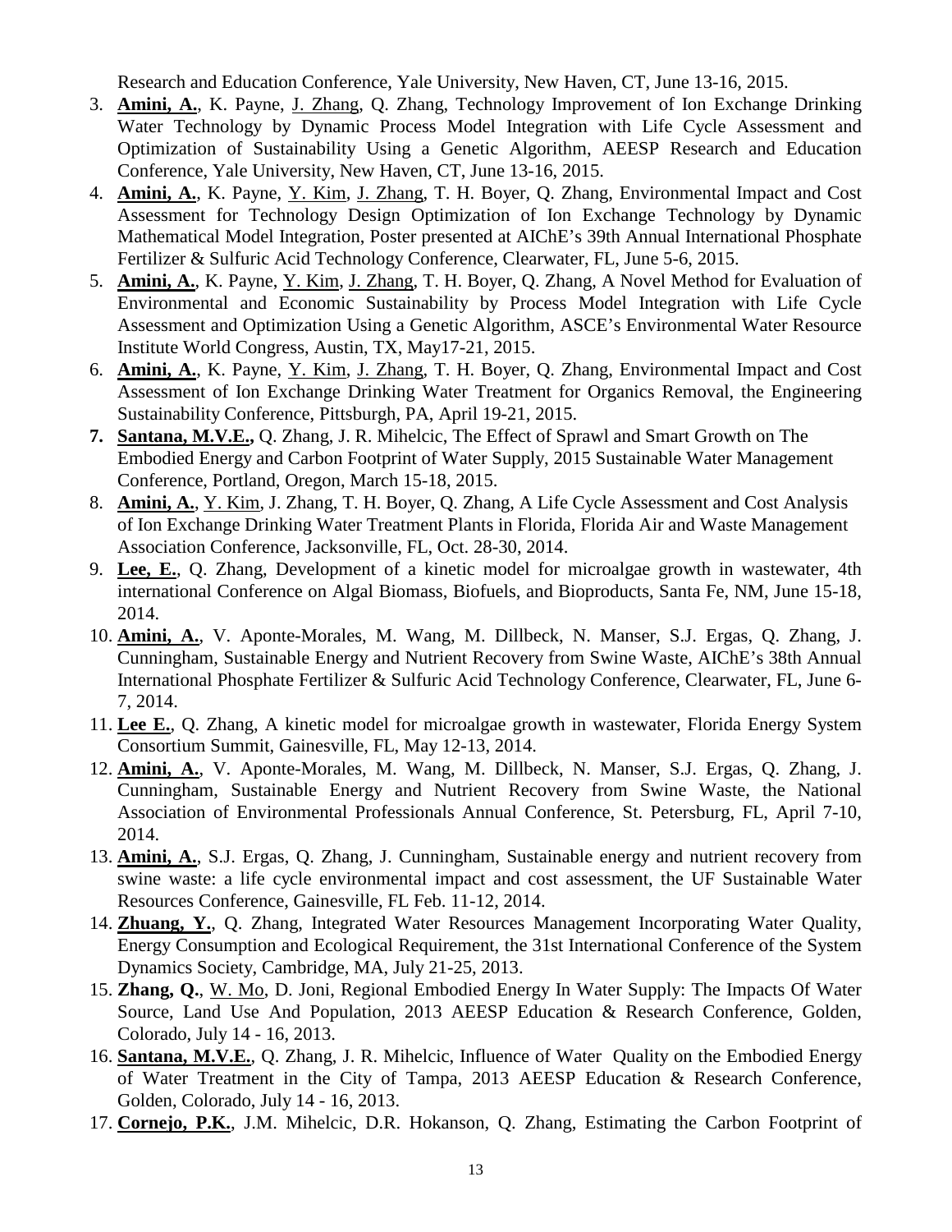Research and Education Conference, Yale University, New Haven, CT, June 13-16, 2015.

3. **Amini, A.**, K. Payne, J. Zhang, Q. Zhang, Technology Improvement of Ion Exchange Drinking Water Technology by Dynamic Process Model Integration with Life Cycle Assessment and Optimization of Sustainability Using a Genetic Algorithm, AEESP Research and Education Conference, Yale University, New Haven, CT, June 13-16, 2015.
4. **Amini, A.**, K. Payne, Y. Kim, J. Zhang, T. H. Boyer, Q. Zhang, Environmental Impact and Cost Assessment for Technology Design Optimization of Ion Exchange Technology by Dynamic Mathematical Model Integration, Poster presented at AIChE's 39th Annual International Phosphate Fertilizer & Sulfuric Acid Technology Conference, Clearwater, FL, June 5-6, 2015.
5. **Amini, A.**, K. Payne, Y. Kim, J. Zhang, T. H. Boyer, Q. Zhang, A Novel Method for Evaluation of Environmental and Economic Sustainability by Process Model Integration with Life Cycle Assessment and Optimization Using a Genetic Algorithm, ASCE's Environmental Water Resource Institute World Congress, Austin, TX, May17-21, 2015.
6. **Amini, A.**, K. Payne, Y. Kim, J. Zhang, T. H. Boyer, Q. Zhang, Environmental Impact and Cost Assessment of Ion Exchange Drinking Water Treatment for Organics Removal, the Engineering Sustainability Conference, Pittsburgh, PA, April 19-21, 2015.
7. **Santana, M.V.E.,** Q. Zhang, J. R. Mihelcic, The Effect of Sprawl and Smart Growth on The Embodied Energy and Carbon Footprint of Water Supply, 2015 Sustainable Water Management Conference, Portland, Oregon, March 15-18, 2015.
8. **Amini, A.**, Y. Kim, J. Zhang, T. H. Boyer, Q. Zhang, A Life Cycle Assessment and Cost Analysis of Ion Exchange Drinking Water Treatment Plants in Florida, Florida Air and Waste Management Association Conference, Jacksonville, FL, Oct. 28-30, 2014.
9. **Lee, E.**, Q. Zhang, Development of a kinetic model for microalgae growth in wastewater, 4th international Conference on Algal Biomass, Biofuels, and Bioproducts, Santa Fe, NM, June 15-18, 2014.
10. **Amini, A.**, V. Aponte-Morales, M. Wang, M. Dillbeck, N. Manser, S.J. Ergas, Q. Zhang, J. Cunningham, Sustainable Energy and Nutrient Recovery from Swine Waste, AIChE's 38th Annual International Phosphate Fertilizer & Sulfuric Acid Technology Conference, Clearwater, FL, June 6-7, 2014.
11. **Lee E.**, Q. Zhang, A kinetic model for microalgae growth in wastewater, Florida Energy System Consortium Summit, Gainesville, FL, May 12-13, 2014.
12. **Amini, A.**, V. Aponte-Morales, M. Wang, M. Dillbeck, N. Manser, S.J. Ergas, Q. Zhang, J. Cunningham, Sustainable Energy and Nutrient Recovery from Swine Waste, the National Association of Environmental Professionals Annual Conference, St. Petersburg, FL, April 7-10, 2014.
13. **Amini, A.**, S.J. Ergas, Q. Zhang, J. Cunningham, Sustainable energy and nutrient recovery from swine waste: a life cycle environmental impact and cost assessment, the UF Sustainable Water Resources Conference, Gainesville, FL Feb. 11-12, 2014.
14. **Zhuang, Y.**, Q. Zhang, Integrated Water Resources Management Incorporating Water Quality, Energy Consumption and Ecological Requirement, the 31st International Conference of the System Dynamics Society, Cambridge, MA, July 21-25, 2013.
15. **Zhang, Q.**, W. Mo, D. Joni, Regional Embodied Energy In Water Supply: The Impacts Of Water Source, Land Use And Population, 2013 AEESP Education & Research Conference, Golden, Colorado, July 14 - 16, 2013.
16. **Santana, M.V.E.**, Q. Zhang, J. R. Mihelcic, Influence of Water Quality on the Embodied Energy of Water Treatment in the City of Tampa, 2013 AEESP Education & Research Conference, Golden, Colorado, July 14 - 16, 2013.
17. **Cornejo, P.K.**, J.M. Mihelcic, D.R. Hokanson, Q. Zhang, Estimating the Carbon Footprint of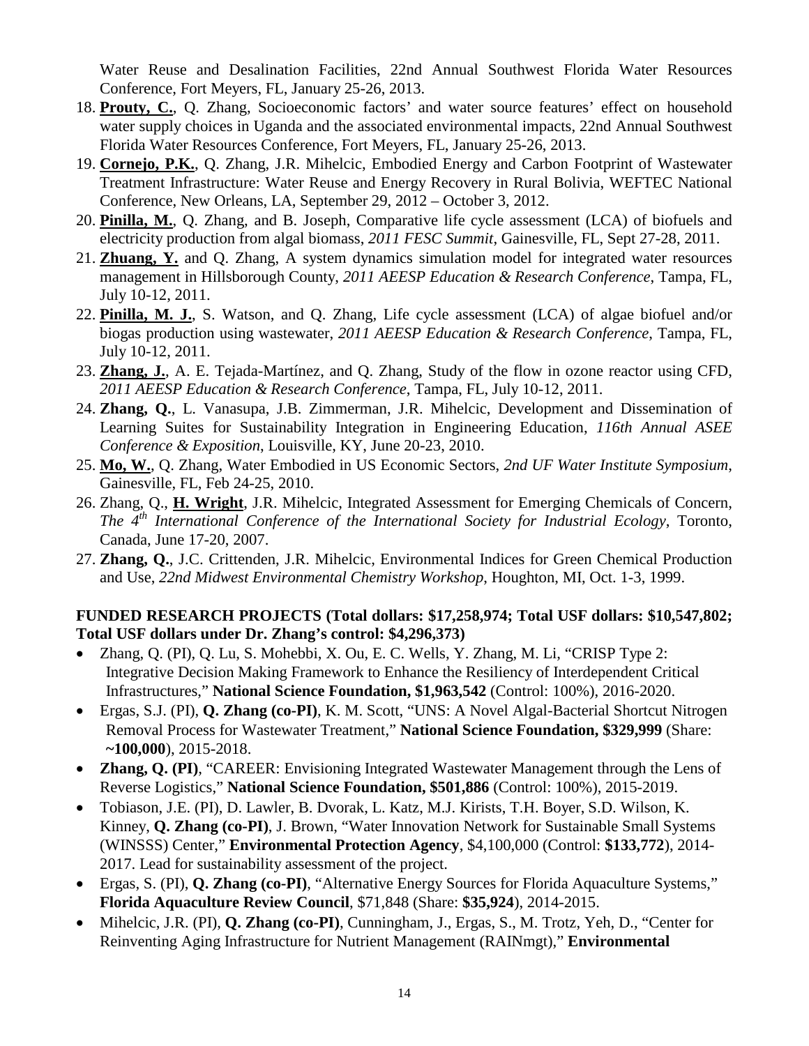Water Reuse and Desalination Facilities, 22nd Annual Southwest Florida Water Resources Conference, Fort Meyers, FL, January 25-26, 2013.

18. **Prouty, C.**, Q. Zhang, Socioeconomic factors' and water source features' effect on household water supply choices in Uganda and the associated environmental impacts, 22nd Annual Southwest Florida Water Resources Conference, Fort Meyers, FL, January 25-26, 2013.
19. **Cornejo, P.K.**, Q. Zhang, J.R. Mihelcic, Embodied Energy and Carbon Footprint of Wastewater Treatment Infrastructure: Water Reuse and Energy Recovery in Rural Bolivia, WEFTEC National Conference, New Orleans, LA, September 29, 2012 – October 3, 2012.
20. **Pinilla, M.**, Q. Zhang, and B. Joseph, Comparative life cycle assessment (LCA) of biofuels and electricity production from algal biomass, *2011 FESC Summit*, Gainesville, FL, Sept 27-28, 2011.
21. **Zhuang, Y.** and Q. Zhang, A system dynamics simulation model for integrated water resources management in Hillsborough County, *2011 AEESP Education & Research Conference*, Tampa, FL, July 10-12, 2011.
22. **Pinilla, M. J.**, S. Watson, and Q. Zhang, Life cycle assessment (LCA) of algae biofuel and/or biogas production using wastewater, *2011 AEESP Education & Research Conference*, Tampa, FL, July 10-12, 2011.
23. **Zhang, J.**, A. E. Tejada-Martínez, and Q. Zhang, Study of the flow in ozone reactor using CFD, *2011 AEESP Education & Research Conference*, Tampa, FL, July 10-12, 2011.
24. **Zhang, Q.**, L. Vanasupa, J.B. Zimmerman, J.R. Mihelcic, Development and Dissemination of Learning Suites for Sustainability Integration in Engineering Education, *116th Annual ASEE Conference & Exposition*, Louisville, KY, June 20-23, 2010.
25. **Mo, W.**, Q. Zhang, Water Embodied in US Economic Sectors, *2nd UF Water Institute Symposium*, Gainesville, FL, Feb 24-25, 2010.
26. Zhang, Q., **H. Wright**, J.R. Mihelcic, Integrated Assessment for Emerging Chemicals of Concern, *The 4th International Conference of the International Society for Industrial Ecology*, Toronto, Canada, June 17-20, 2007.
27. **Zhang, Q.**, J.C. Crittenden, J.R. Mihelcic, Environmental Indices for Green Chemical Production and Use, *22nd Midwest Environmental Chemistry Workshop*, Houghton, MI, Oct. 1-3, 1999.

**FUNDED RESEARCH PROJECTS (Total dollars: $17,258,974; Total USF dollars: $10,547,802; Total USF dollars under Dr. Zhang's control: $4,296,373)**

- Zhang, Q. (PI), Q. Lu, S. Mohebbi, X. Ou, E. C. Wells, Y. Zhang, M. Li, "CRISP Type 2: Integrative Decision Making Framework to Enhance the Resiliency of Interdependent Critical Infrastructures," **National Science Foundation, $1,963,542** (Control: 100%), 2016-2020.
- Ergas, S.J. (PI), **Q. Zhang (co-PI)**, K. M. Scott, "UNS: A Novel Algal-Bacterial Shortcut Nitrogen Removal Process for Wastewater Treatment," **National Science Foundation, $329,999** (Share: **~100,000**), 2015-2018.
- **Zhang, Q. (PI)**, "CAREER: Envisioning Integrated Wastewater Management through the Lens of Reverse Logistics," **National Science Foundation, $501,886** (Control: 100%), 2015-2019.
- Tobiason, J.E. (PI), D. Lawler, B. Dvorak, L. Katz, M.J. Kirists, T.H. Boyer, S.D. Wilson, K. Kinney, **Q. Zhang (co-PI)**, J. Brown, "Water Innovation Network for Sustainable Small Systems (WINSSS) Center," **Environmental Protection Agency**, $4,100,000 (Control: **$133,772**), 2014-2017. Lead for sustainability assessment of the project.
- Ergas, S. (PI), **Q. Zhang (co-PI)**, "Alternative Energy Sources for Florida Aquaculture Systems," **Florida Aquaculture Review Council**, $71,848 (Share: **$35,924**), 2014-2015.
- Mihelcic, J.R. (PI), **Q. Zhang (co-PI)**, Cunningham, J., Ergas, S., M. Trotz, Yeh, D., "Center for Reinventing Aging Infrastructure for Nutrient Management (RAINmgt)," **Environmental**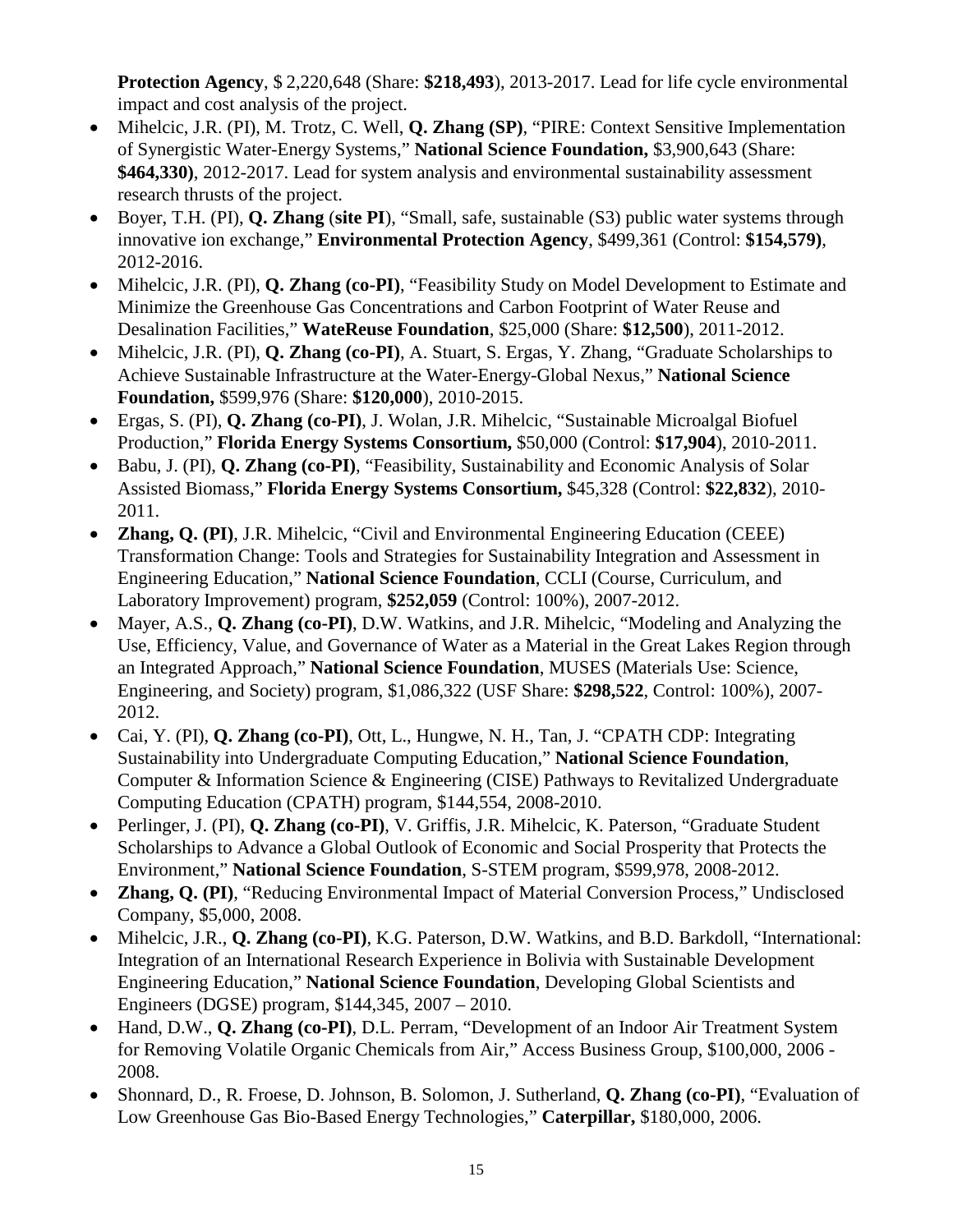**Protection Agency**, $ 2,220,648 (Share: **$218,493**), 2013-2017. Lead for life cycle environmental impact and cost analysis of the project.

- Mihelcic, J.R. (PI), M. Trotz, C. Well, **Q. Zhang (SP)**, "PIRE: Context Sensitive Implementation of Synergistic Water-Energy Systems," **National Science Foundation,** $3,900,643 (Share: **$464,330)**, 2012-2017. Lead for system analysis and environmental sustainability assessment research thrusts of the project.
- Boyer, T.H. (PI), **Q. Zhang** (**site PI**), "Small, safe, sustainable (S3) public water systems through innovative ion exchange," **Environmental Protection Agency**, $499,361 (Control: **$154,579)**, 2012-2016.
- Mihelcic, J.R. (PI), **Q. Zhang (co-PI)**, "Feasibility Study on Model Development to Estimate and Minimize the Greenhouse Gas Concentrations and Carbon Footprint of Water Reuse and Desalination Facilities," **WateReuse Foundation**, $25,000 (Share: **$12,500**), 2011-2012.
- Mihelcic, J.R. (PI), **Q. Zhang (co-PI)**, A. Stuart, S. Ergas, Y. Zhang, "Graduate Scholarships to Achieve Sustainable Infrastructure at the Water-Energy-Global Nexus," **National Science Foundation,** $599,976 (Share: **$120,000**), 2010-2015.
- Ergas, S. (PI), **Q. Zhang (co-PI)**, J. Wolan, J.R. Mihelcic, "Sustainable Microalgal Biofuel Production," **Florida Energy Systems Consortium,** $50,000 (Control: **$17,904**), 2010-2011.
- Babu, J. (PI), **Q. Zhang (co-PI)**, "Feasibility, Sustainability and Economic Analysis of Solar Assisted Biomass," **Florida Energy Systems Consortium,** $45,328 (Control: **$22,832**), 2010-2011.
- **Zhang, Q. (PI)**, J.R. Mihelcic, "Civil and Environmental Engineering Education (CEEE) Transformation Change: Tools and Strategies for Sustainability Integration and Assessment in Engineering Education," **National Science Foundation**, CCLI (Course, Curriculum, and Laboratory Improvement) program, **$252,059** (Control: 100%), 2007-2012.
- Mayer, A.S., **Q. Zhang (co-PI)**, D.W. Watkins, and J.R. Mihelcic, "Modeling and Analyzing the Use, Efficiency, Value, and Governance of Water as a Material in the Great Lakes Region through an Integrated Approach," **National Science Foundation**, MUSES (Materials Use: Science, Engineering, and Society) program, $1,086,322 (USF Share: **$298,522**, Control: 100%), 2007-2012.
- Cai, Y. (PI), **Q. Zhang (co-PI)**, Ott, L., Hungwe, N. H., Tan, J. "CPATH CDP: Integrating Sustainability into Undergraduate Computing Education," **National Science Foundation**, Computer & Information Science & Engineering (CISE) Pathways to Revitalized Undergraduate Computing Education (CPATH) program, $144,554, 2008-2010.
- Perlinger, J. (PI), **Q. Zhang (co-PI)**, V. Griffis, J.R. Mihelcic, K. Paterson, "Graduate Student Scholarships to Advance a Global Outlook of Economic and Social Prosperity that Protects the Environment," **National Science Foundation**, S-STEM program, $599,978, 2008-2012.
- **Zhang, Q. (PI)**, "Reducing Environmental Impact of Material Conversion Process," Undisclosed Company, $5,000, 2008.
- Mihelcic, J.R., **Q. Zhang (co-PI)**, K.G. Paterson, D.W. Watkins, and B.D. Barkdoll, "International: Integration of an International Research Experience in Bolivia with Sustainable Development Engineering Education," **National Science Foundation**, Developing Global Scientists and Engineers (DGSE) program, $144,345, 2007 – 2010.
- Hand, D.W., **Q. Zhang (co-PI)**, D.L. Perram, "Development of an Indoor Air Treatment System for Removing Volatile Organic Chemicals from Air," Access Business Group, $100,000, 2006 - 2008.
- Shonnard, D., R. Froese, D. Johnson, B. Solomon, J. Sutherland, **Q. Zhang (co-PI)**, "Evaluation of Low Greenhouse Gas Bio-Based Energy Technologies," **Caterpillar,** $180,000, 2006.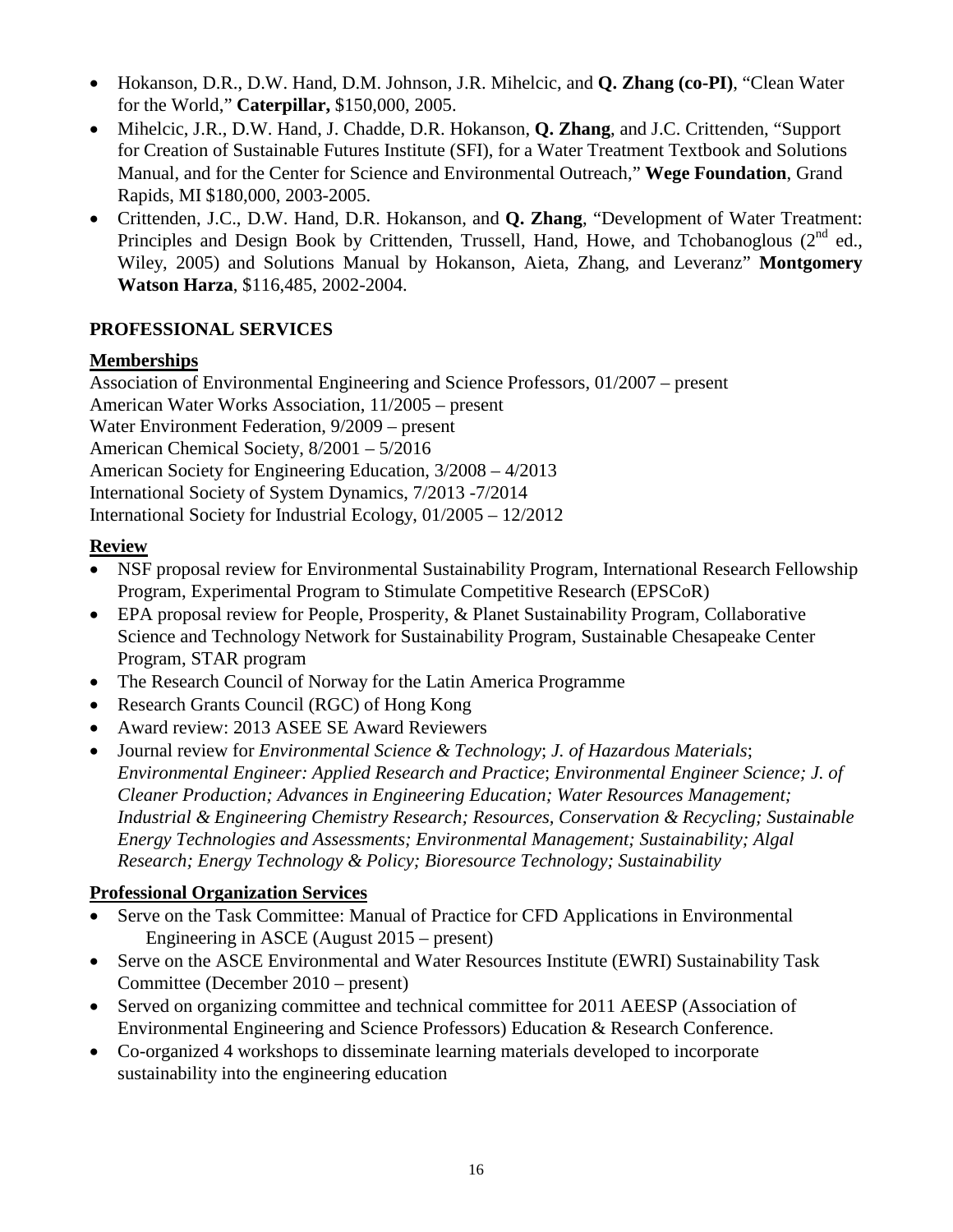- Hokanson, D.R., D.W. Hand, D.M. Johnson, J.R. Mihelcic, and **Q. Zhang (co-PI)**, "Clean Water for the World," **Caterpillar,** $150,000, 2005.
- Mihelcic, J.R., D.W. Hand, J. Chadde, D.R. Hokanson, **Q. Zhang**, and J.C. Crittenden, "Support for Creation of Sustainable Futures Institute (SFI), for a Water Treatment Textbook and Solutions Manual, and for the Center for Science and Environmental Outreach," **Wege Foundation**, Grand Rapids, MI $180,000, 2003-2005.
- Crittenden, J.C., D.W. Hand, D.R. Hokanson, and **Q. Zhang**, "Development of Water Treatment: Principles and Design Book by Crittenden, Trussell, Hand, Howe, and Tchobanoglous (2nd ed., Wiley, 2005) and Solutions Manual by Hokanson, Aieta, Zhang, and Leveranz" **Montgomery Watson Harza**, $116,485, 2002-2004.

## PROFESSIONAL SERVICES

### Memberships

Association of Environmental Engineering and Science Professors, 01/2007 – present
American Water Works Association, 11/2005 – present
Water Environment Federation, 9/2009 – present
American Chemical Society, 8/2001 – 5/2016
American Society for Engineering Education, 3/2008 – 4/2013
International Society of System Dynamics, 7/2013 -7/2014
International Society for Industrial Ecology, 01/2005 – 12/2012

### Review

- NSF proposal review for Environmental Sustainability Program, International Research Fellowship Program, Experimental Program to Stimulate Competitive Research (EPSCoR)
- EPA proposal review for People, Prosperity, & Planet Sustainability Program, Collaborative Science and Technology Network for Sustainability Program, Sustainable Chesapeake Center Program, STAR program
- The Research Council of Norway for the Latin America Programme
- Research Grants Council (RGC) of Hong Kong
- Award review: 2013 ASEE SE Award Reviewers
- Journal review for *Environmental Science & Technology*; *J. of Hazardous Materials*; *Environmental Engineer: Applied Research and Practice*; *Environmental Engineer Science; J. of Cleaner Production; Advances in Engineering Education; Water Resources Management; Industrial & Engineering Chemistry Research; Resources, Conservation & Recycling; Sustainable Energy Technologies and Assessments; Environmental Management; Sustainability; Algal Research; Energy Technology & Policy; Bioresource Technology; Sustainability*

### Professional Organization Services

- Serve on the Task Committee: Manual of Practice for CFD Applications in Environmental Engineering in ASCE (August 2015 – present)
- Serve on the ASCE Environmental and Water Resources Institute (EWRI) Sustainability Task Committee (December 2010 – present)
- Served on organizing committee and technical committee for 2011 AEESP (Association of Environmental Engineering and Science Professors) Education & Research Conference.
- Co-organized 4 workshops to disseminate learning materials developed to incorporate sustainability into the engineering education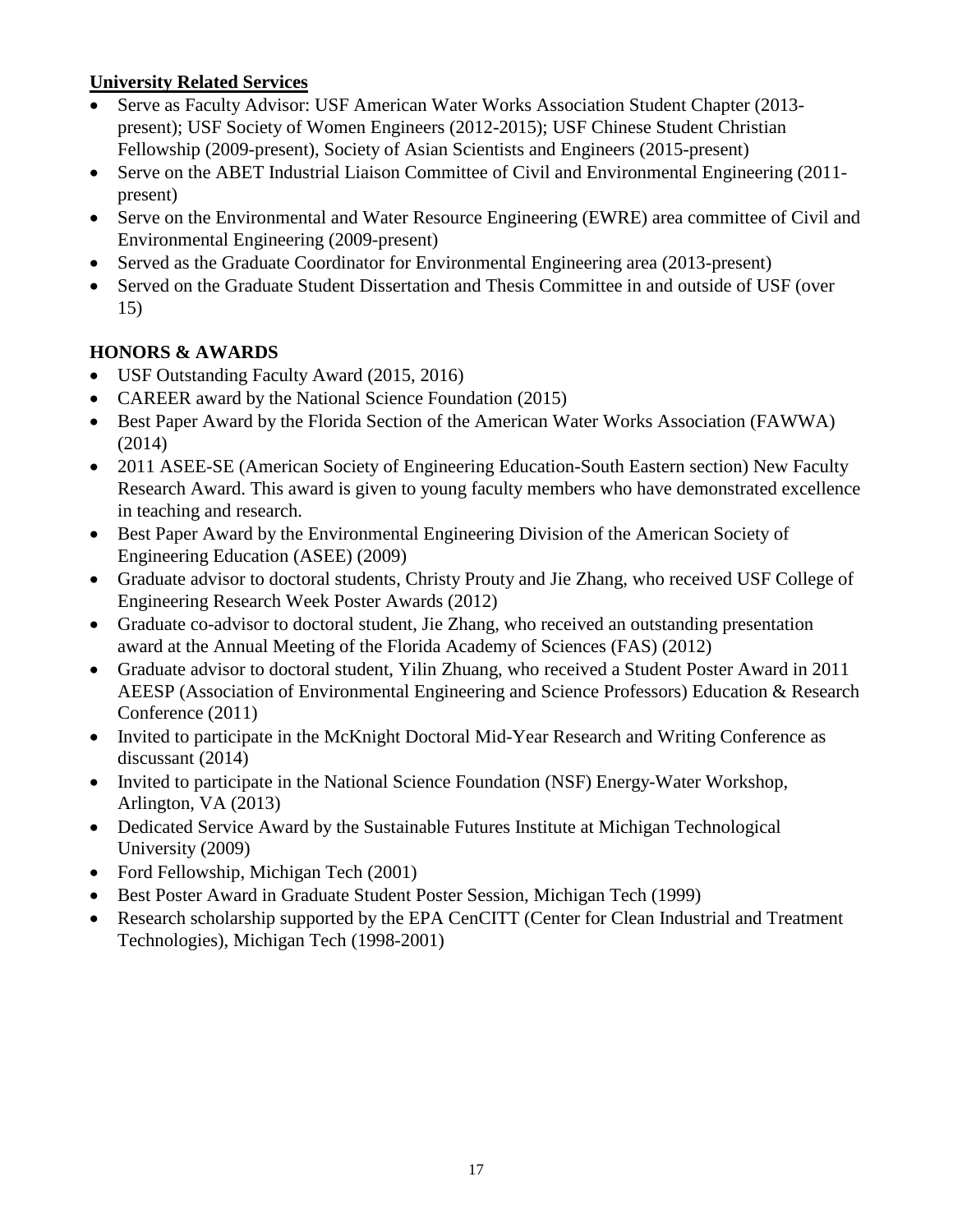**University Related Services**

- Serve as Faculty Advisor: USF American Water Works Association Student Chapter (2013-present); USF Society of Women Engineers (2012-2015); USF Chinese Student Christian Fellowship (2009-present), Society of Asian Scientists and Engineers (2015-present)
- Serve on the ABET Industrial Liaison Committee of Civil and Environmental Engineering (2011-present)
- Serve on the Environmental and Water Resource Engineering (EWRE) area committee of Civil and Environmental Engineering (2009-present)
- Served as the Graduate Coordinator for Environmental Engineering area (2013-present)
- Served on the Graduate Student Dissertation and Thesis Committee in and outside of USF (over 15)

## HONORS & AWARDS

- USF Outstanding Faculty Award (2015, 2016)
- CAREER award by the National Science Foundation (2015)
- Best Paper Award by the Florida Section of the American Water Works Association (FAWWA) (2014)
- 2011 ASEE-SE (American Society of Engineering Education-South Eastern section) New Faculty Research Award. This award is given to young faculty members who have demonstrated excellence in teaching and research.
- Best Paper Award by the Environmental Engineering Division of the American Society of Engineering Education (ASEE) (2009)
- Graduate advisor to doctoral students, Christy Prouty and Jie Zhang, who received USF College of Engineering Research Week Poster Awards (2012)
- Graduate co-advisor to doctoral student, Jie Zhang, who received an outstanding presentation award at the Annual Meeting of the Florida Academy of Sciences (FAS) (2012)
- Graduate advisor to doctoral student, Yilin Zhuang, who received a Student Poster Award in 2011 AEESP (Association of Environmental Engineering and Science Professors) Education & Research Conference (2011)
- Invited to participate in the McKnight Doctoral Mid-Year Research and Writing Conference as discussant (2014)
- Invited to participate in the National Science Foundation (NSF) Energy-Water Workshop, Arlington, VA (2013)
- Dedicated Service Award by the Sustainable Futures Institute at Michigan Technological University (2009)
- Ford Fellowship, Michigan Tech (2001)
- Best Poster Award in Graduate Student Poster Session, Michigan Tech (1999)
- Research scholarship supported by the EPA CenCITT (Center for Clean Industrial and Treatment Technologies), Michigan Tech (1998-2001)